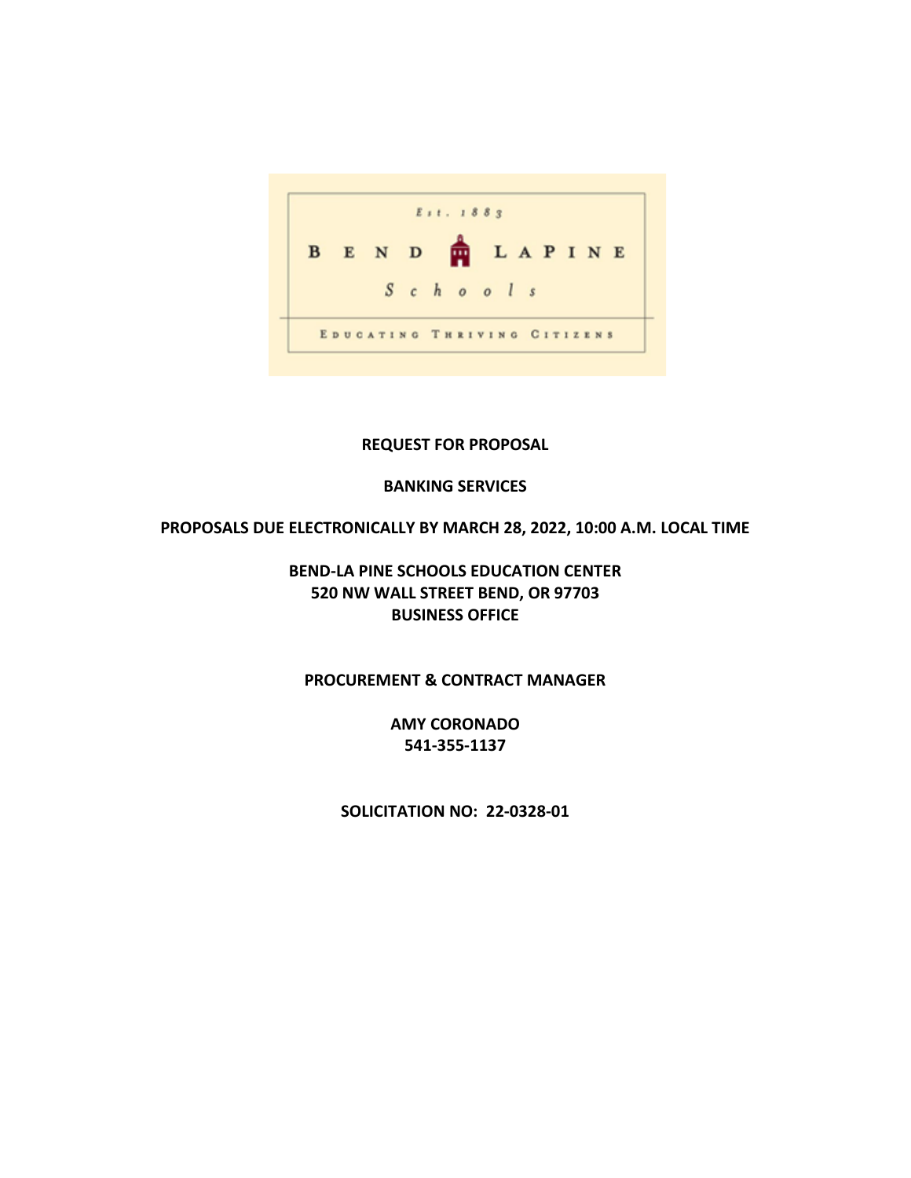Est. 1883

BEND LAPINE

Schools

EDUCATING THRIVING CITIZENS

**REQUEST FOR PROPOSAL**

**BANKING SERVICES**

**PROPOSALS DUE ELECTRONICALLY BY MARCH 28, 2022, 10:00 A.M. LOCAL TIME**

**BEND-LA PINE SCHOOLS EDUCATION CENTER**
**520 NW WALL STREET BEND, OR 97703**
**BUSINESS OFFICE**

**PROCUREMENT & CONTRACT MANAGER**

**AMY CORONADO**
**541-355-1137**

**SOLICITATION NO: 22-0328-01**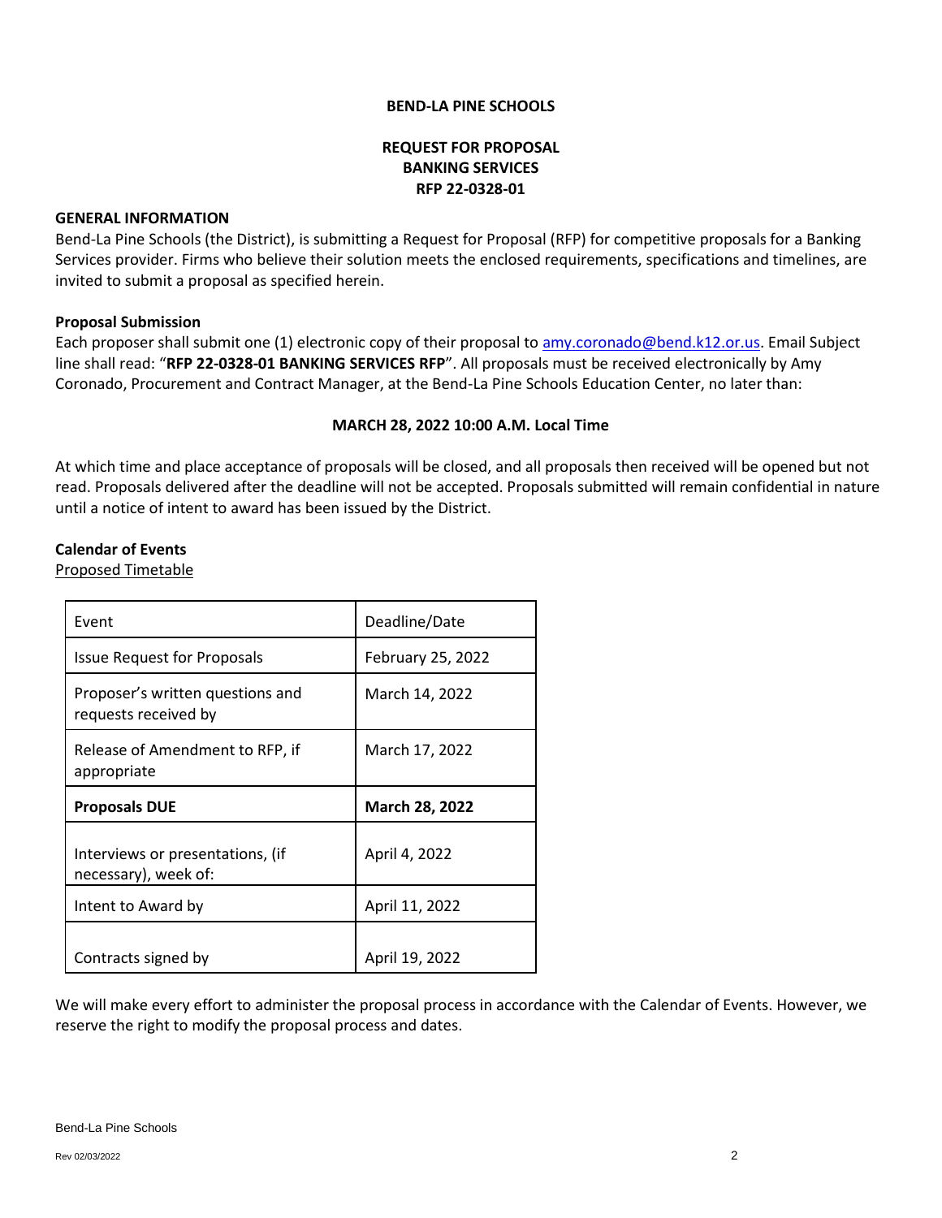**BEND-LA PINE SCHOOLS**

**REQUEST FOR PROPOSAL**
**BANKING SERVICES**
**RFP 22-0328-01**

**GENERAL INFORMATION**

Bend-La Pine Schools (the District), is submitting a Request for Proposal (RFP) for competitive proposals for a Banking Services provider. Firms who believe their solution meets the enclosed requirements, specifications and timelines, are invited to submit a proposal as specified herein.

**Proposal Submission**

Each proposer shall submit one (1) electronic copy of their proposal to amy.coronado@bend.k12.or.us. Email Subject line shall read: "**RFP 22-0328-01 BANKING SERVICES RFP**". All proposals must be received electronically by Amy Coronado, Procurement and Contract Manager, at the Bend-La Pine Schools Education Center, no later than:

**MARCH 28, 2022 10:00 A.M. Local Time**

At which time and place acceptance of proposals will be closed, and all proposals then received will be opened but not read. Proposals delivered after the deadline will not be accepted. Proposals submitted will remain confidential in nature until a notice of intent to award has been issued by the District.

**Calendar of Events**

Proposed Timetable

| Event | Deadline/Date |
|---|---|
| Issue Request for Proposals | February 25, 2022 |
| Proposer's written questions and requests received by | March 14, 2022 |
| Release of Amendment to RFP, if appropriate | March 17, 2022 |
| **Proposals DUE** | **March 28, 2022** |
| Interviews or presentations, (if necessary), week of: | April 4, 2022 |
| Intent to Award by | April 11, 2022 |
| Contracts signed by | April 19, 2022 |

We will make every effort to administer the proposal process in accordance with the Calendar of Events. However, we reserve the right to modify the proposal process and dates.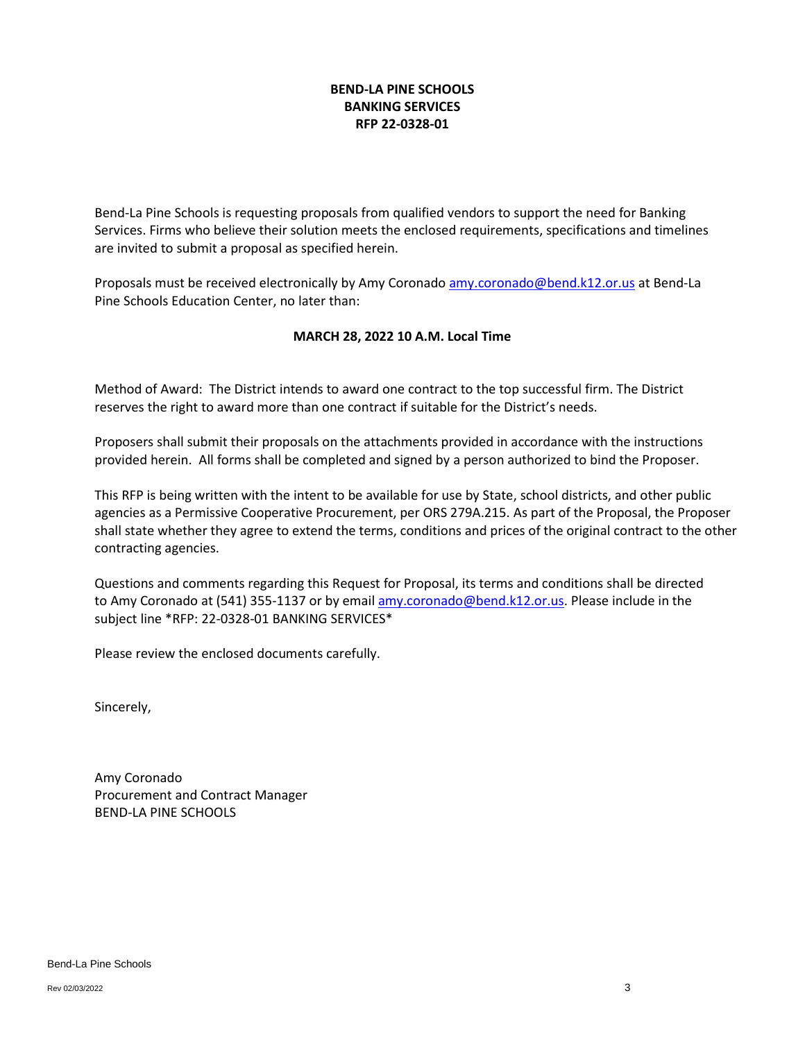**BEND-LA PINE SCHOOLS**
**BANKING SERVICES**
**RFP 22-0328-01**

Bend-La Pine Schools is requesting proposals from qualified vendors to support the need for Banking Services. Firms who believe their solution meets the enclosed requirements, specifications and timelines are invited to submit a proposal as specified herein.

Proposals must be received electronically by Amy Coronado amy.coronado@bend.k12.or.us at Bend-La Pine Schools Education Center, no later than:

**MARCH 28, 2022 10 A.M. Local Time**

Method of Award: The District intends to award one contract to the top successful firm. The District reserves the right to award more than one contract if suitable for the District's needs.

Proposers shall submit their proposals on the attachments provided in accordance with the instructions provided herein. All forms shall be completed and signed by a person authorized to bind the Proposer.

This RFP is being written with the intent to be available for use by State, school districts, and other public agencies as a Permissive Cooperative Procurement, per ORS 279A.215. As part of the Proposal, the Proposer shall state whether they agree to extend the terms, conditions and prices of the original contract to the other contracting agencies.

Questions and comments regarding this Request for Proposal, its terms and conditions shall be directed to Amy Coronado at (541) 355-1137 or by email amy.coronado@bend.k12.or.us. Please include in the subject line *RFP: 22-0328-01 BANKING SERVICES*

Please review the enclosed documents carefully.

Sincerely,

Amy Coronado
Procurement and Contract Manager
BEND-LA PINE SCHOOLS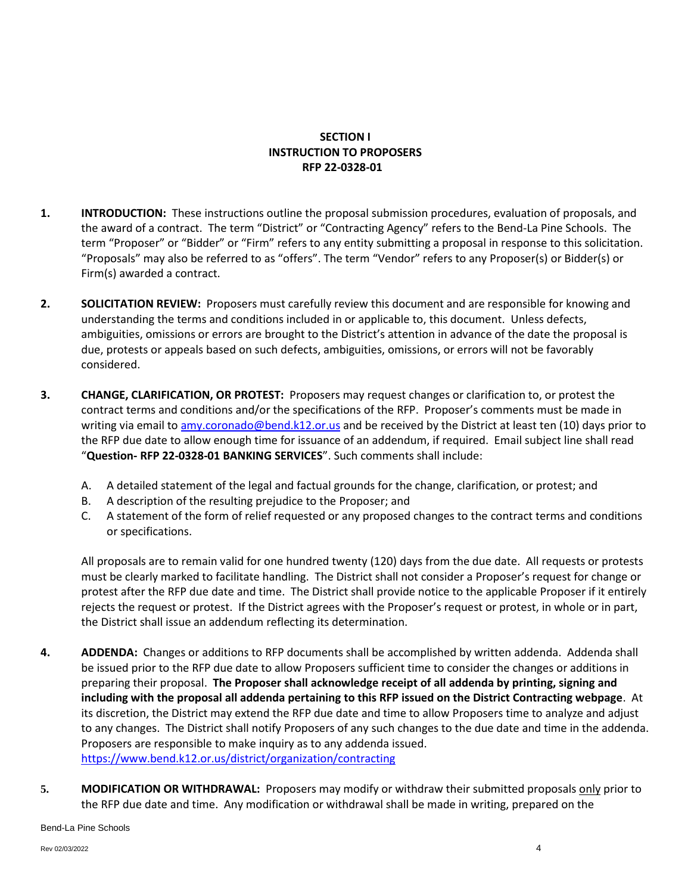# SECTION I
# INSTRUCTION TO PROPOSERS
# RFP 22-0328-01

**1. INTRODUCTION:** These instructions outline the proposal submission procedures, evaluation of proposals, and the award of a contract. The term "District" or "Contracting Agency" refers to the Bend-La Pine Schools. The term "Proposer" or "Bidder" or "Firm" refers to any entity submitting a proposal in response to this solicitation. "Proposals" may also be referred to as "offers". The term "Vendor" refers to any Proposer(s) or Bidder(s) or Firm(s) awarded a contract.

**2. SOLICITATION REVIEW:** Proposers must carefully review this document and are responsible for knowing and understanding the terms and conditions included in or applicable to, this document. Unless defects, ambiguities, omissions or errors are brought to the District's attention in advance of the date the proposal is due, protests or appeals based on such defects, ambiguities, omissions, or errors will not be favorably considered.

**3. CHANGE, CLARIFICATION, OR PROTEST:** Proposers may request changes or clarification to, or protest the contract terms and conditions and/or the specifications of the RFP. Proposer's comments must be made in writing via email to [amy.coronado@bend.k12.or.us](mailto:amy.coronado@bend.k12.or.us) and be received by the District at least ten (10) days prior to the RFP due date to allow enough time for issuance of an addendum, if required. Email subject line shall read "**Question- RFP 22-0328-01 BANKING SERVICES**". Such comments shall include:

A. A detailed statement of the legal and factual grounds for the change, clarification, or protest; and
B. A description of the resulting prejudice to the Proposer; and
C. A statement of the form of relief requested or any proposed changes to the contract terms and conditions or specifications.

All proposals are to remain valid for one hundred twenty (120) days from the due date. All requests or protests must be clearly marked to facilitate handling. The District shall not consider a Proposer's request for change or protest after the RFP due date and time. The District shall provide notice to the applicable Proposer if it entirely rejects the request or protest. If the District agrees with the Proposer's request or protest, in whole or in part, the District shall issue an addendum reflecting its determination.

**4. ADDENDA:** Changes or additions to RFP documents shall be accomplished by written addenda. Addenda shall be issued prior to the RFP due date to allow Proposers sufficient time to consider the changes or additions in preparing their proposal. **The Proposer shall acknowledge receipt of all addenda by printing, signing and including with the proposal all addenda pertaining to this RFP issued on the District Contracting webpage**. At its discretion, the District may extend the RFP due date and time to allow Proposers time to analyze and adjust to any changes. The District shall notify Proposers of any such changes to the due date and time in the addenda. Proposers are responsible to make inquiry as to any addenda issued.
[https://www.bend.k12.or.us/district/organization/contracting](https://www.bend.k12.or.us/district/organization/contracting)

**5. MODIFICATION OR WITHDRAWAL:** Proposers may modify or withdraw their submitted proposals only prior to the RFP due date and time. Any modification or withdrawal shall be made in writing, prepared on the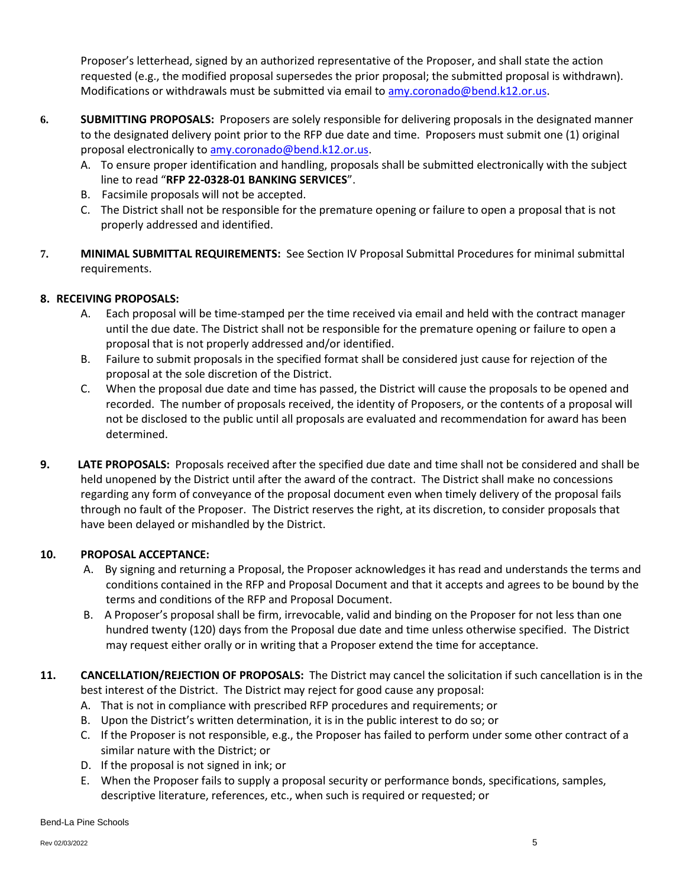Proposer's letterhead, signed by an authorized representative of the Proposer, and shall state the action requested (e.g., the modified proposal supersedes the prior proposal; the submitted proposal is withdrawn). Modifications or withdrawals must be submitted via email to amy.coronado@bend.k12.or.us.

**6. SUBMITTING PROPOSALS:** Proposers are solely responsible for delivering proposals in the designated manner to the designated delivery point prior to the RFP due date and time. Proposers must submit one (1) original proposal electronically to amy.coronado@bend.k12.or.us.

A. To ensure proper identification and handling, proposals shall be submitted electronically with the subject line to read "**RFP 22-0328-01 BANKING SERVICES**".

B. Facsimile proposals will not be accepted.

C. The District shall not be responsible for the premature opening or failure to open a proposal that is not properly addressed and identified.

**7. MINIMAL SUBMITTAL REQUIREMENTS:** See Section IV Proposal Submittal Procedures for minimal submittal requirements.

**8. RECEIVING PROPOSALS:**

A. Each proposal will be time-stamped per the time received via email and held with the contract manager until the due date. The District shall not be responsible for the premature opening or failure to open a proposal that is not properly addressed and/or identified.

B. Failure to submit proposals in the specified format shall be considered just cause for rejection of the proposal at the sole discretion of the District.

C. When the proposal due date and time has passed, the District will cause the proposals to be opened and recorded. The number of proposals received, the identity of Proposers, or the contents of a proposal will not be disclosed to the public until all proposals are evaluated and recommendation for award has been determined.

**9. LATE PROPOSALS:** Proposals received after the specified due date and time shall not be considered and shall be held unopened by the District until after the award of the contract. The District shall make no concessions regarding any form of conveyance of the proposal document even when timely delivery of the proposal fails through no fault of the Proposer. The District reserves the right, at its discretion, to consider proposals that have been delayed or mishandled by the District.

**10. PROPOSAL ACCEPTANCE:**

A. By signing and returning a Proposal, the Proposer acknowledges it has read and understands the terms and conditions contained in the RFP and Proposal Document and that it accepts and agrees to be bound by the terms and conditions of the RFP and Proposal Document.

B. A Proposer's proposal shall be firm, irrevocable, valid and binding on the Proposer for not less than one hundred twenty (120) days from the Proposal due date and time unless otherwise specified. The District may request either orally or in writing that a Proposer extend the time for acceptance.

**11. CANCELLATION/REJECTION OF PROPOSALS:** The District may cancel the solicitation if such cancellation is in the best interest of the District. The District may reject for good cause any proposal:

A. That is not in compliance with prescribed RFP procedures and requirements; or

B. Upon the District's written determination, it is in the public interest to do so; or

C. If the Proposer is not responsible, e.g., the Proposer has failed to perform under some other contract of a similar nature with the District; or

D. If the proposal is not signed in ink; or

E. When the Proposer fails to supply a proposal security or performance bonds, specifications, samples, descriptive literature, references, etc., when such is required or requested; or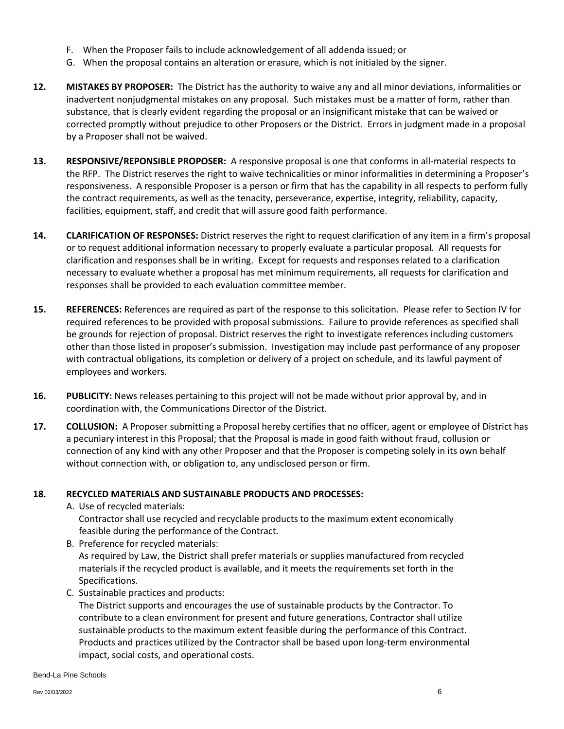F. When the Proposer fails to include acknowledgement of all addenda issued; or
G. When the proposal contains an alteration or erasure, which is not initialed by the signer.

**12. MISTAKES BY PROPOSER:** The District has the authority to waive any and all minor deviations, informalities or inadvertent nonjudgmental mistakes on any proposal. Such mistakes must be a matter of form, rather than substance, that is clearly evident regarding the proposal or an insignificant mistake that can be waived or corrected promptly without prejudice to other Proposers or the District. Errors in judgment made in a proposal by a Proposer shall not be waived.

**13. RESPONSIVE/REPONSIBLE PROPOSER:** A responsive proposal is one that conforms in all-material respects to the RFP. The District reserves the right to waive technicalities or minor informalities in determining a Proposer's responsiveness. A responsible Proposer is a person or firm that has the capability in all respects to perform fully the contract requirements, as well as the tenacity, perseverance, expertise, integrity, reliability, capacity, facilities, equipment, staff, and credit that will assure good faith performance.

**14. CLARIFICATION OF RESPONSES:** District reserves the right to request clarification of any item in a firm's proposal or to request additional information necessary to properly evaluate a particular proposal. All requests for clarification and responses shall be in writing. Except for requests and responses related to a clarification necessary to evaluate whether a proposal has met minimum requirements, all requests for clarification and responses shall be provided to each evaluation committee member.

**15. REFERENCES:** References are required as part of the response to this solicitation. Please refer to Section IV for required references to be provided with proposal submissions. Failure to provide references as specified shall be grounds for rejection of proposal. District reserves the right to investigate references including customers other than those listed in proposer's submission. Investigation may include past performance of any proposer with contractual obligations, its completion or delivery of a project on schedule, and its lawful payment of employees and workers.

**16. PUBLICITY:** News releases pertaining to this project will not be made without prior approval by, and in coordination with, the Communications Director of the District.

**17. COLLUSION:** A Proposer submitting a Proposal hereby certifies that no officer, agent or employee of District has a pecuniary interest in this Proposal; that the Proposal is made in good faith without fraud, collusion or connection of any kind with any other Proposer and that the Proposer is competing solely in its own behalf without connection with, or obligation to, any undisclosed person or firm.

**18. RECYCLED MATERIALS AND SUSTAINABLE PRODUCTS AND PROCESSES:**

A. Use of recycled materials:
Contractor shall use recycled and recyclable products to the maximum extent economically feasible during the performance of the Contract.

B. Preference for recycled materials:
As required by Law, the District shall prefer materials or supplies manufactured from recycled materials if the recycled product is available, and it meets the requirements set forth in the Specifications.

C. Sustainable practices and products:
The District supports and encourages the use of sustainable products by the Contractor. To contribute to a clean environment for present and future generations, Contractor shall utilize sustainable products to the maximum extent feasible during the performance of this Contract. Products and practices utilized by the Contractor shall be based upon long-term environmental impact, social costs, and operational costs.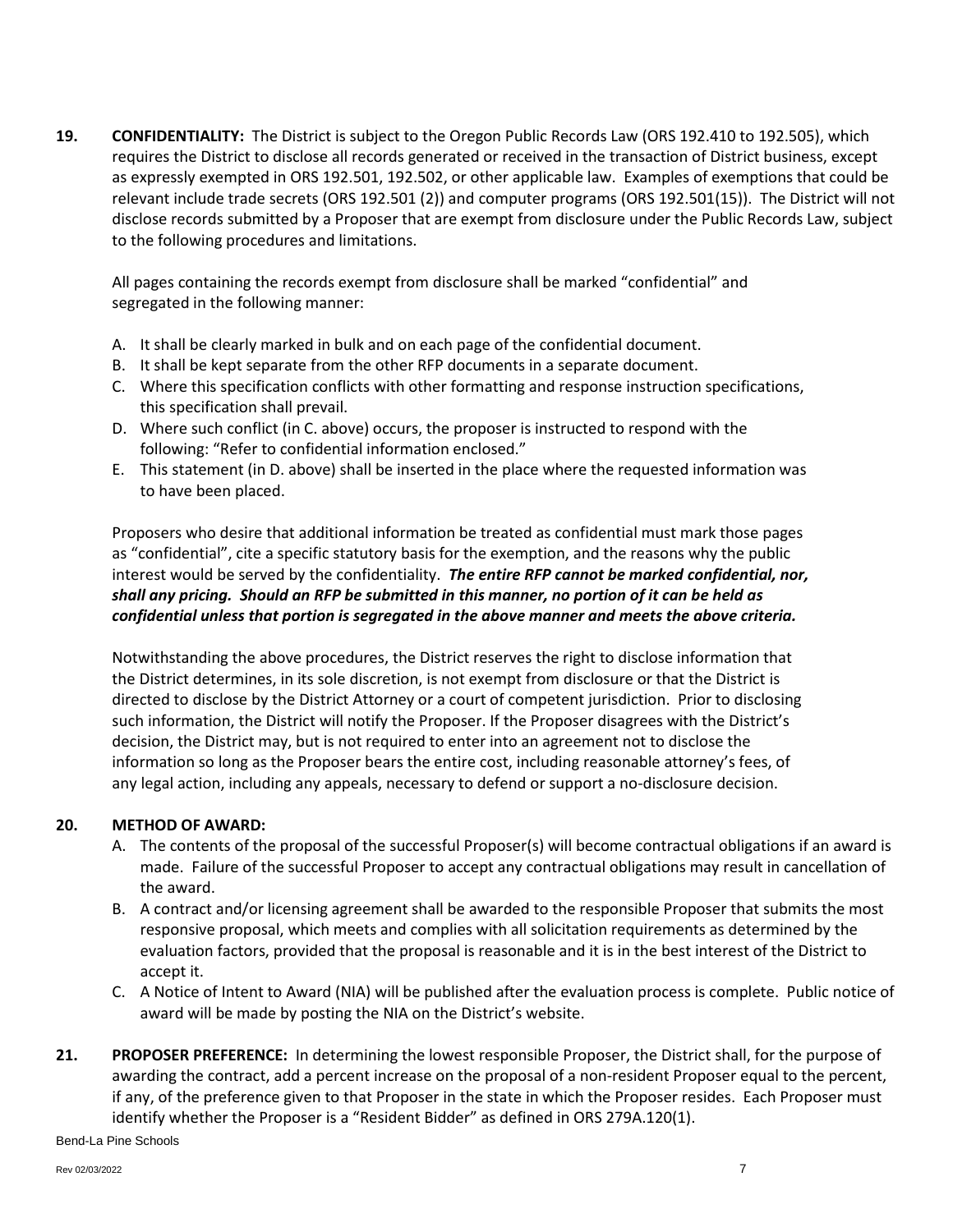**19. CONFIDENTIALITY:** The District is subject to the Oregon Public Records Law (ORS 192.410 to 192.505), which requires the District to disclose all records generated or received in the transaction of District business, except as expressly exempted in ORS 192.501, 192.502, or other applicable law. Examples of exemptions that could be relevant include trade secrets (ORS 192.501 (2)) and computer programs (ORS 192.501(15)). The District will not disclose records submitted by a Proposer that are exempt from disclosure under the Public Records Law, subject to the following procedures and limitations.

All pages containing the records exempt from disclosure shall be marked "confidential" and segregated in the following manner:

A. It shall be clearly marked in bulk and on each page of the confidential document.
B. It shall be kept separate from the other RFP documents in a separate document.
C. Where this specification conflicts with other formatting and response instruction specifications, this specification shall prevail.
D. Where such conflict (in C. above) occurs, the proposer is instructed to respond with the following: "Refer to confidential information enclosed."
E. This statement (in D. above) shall be inserted in the place where the requested information was to have been placed.

Proposers who desire that additional information be treated as confidential must mark those pages as "confidential", cite a specific statutory basis for the exemption, and the reasons why the public interest would be served by the confidentiality. ***The entire RFP cannot be marked confidential, nor, shall any pricing. Should an RFP be submitted in this manner, no portion of it can be held as confidential unless that portion is segregated in the above manner and meets the above criteria.***

Notwithstanding the above procedures, the District reserves the right to disclose information that the District determines, in its sole discretion, is not exempt from disclosure or that the District is directed to disclose by the District Attorney or a court of competent jurisdiction. Prior to disclosing such information, the District will notify the Proposer. If the Proposer disagrees with the District's decision, the District may, but is not required to enter into an agreement not to disclose the information so long as the Proposer bears the entire cost, including reasonable attorney's fees, of any legal action, including any appeals, necessary to defend or support a no-disclosure decision.

**20. METHOD OF AWARD:**

A. The contents of the proposal of the successful Proposer(s) will become contractual obligations if an award is made. Failure of the successful Proposer to accept any contractual obligations may result in cancellation of the award.
B. A contract and/or licensing agreement shall be awarded to the responsible Proposer that submits the most responsive proposal, which meets and complies with all solicitation requirements as determined by the evaluation factors, provided that the proposal is reasonable and it is in the best interest of the District to accept it.
C. A Notice of Intent to Award (NIA) will be published after the evaluation process is complete. Public notice of award will be made by posting the NIA on the District's website.

**21. PROPOSER PREFERENCE:** In determining the lowest responsible Proposer, the District shall, for the purpose of awarding the contract, add a percent increase on the proposal of a non-resident Proposer equal to the percent, if any, of the preference given to that Proposer in the state in which the Proposer resides. Each Proposer must identify whether the Proposer is a "Resident Bidder" as defined in ORS 279A.120(1).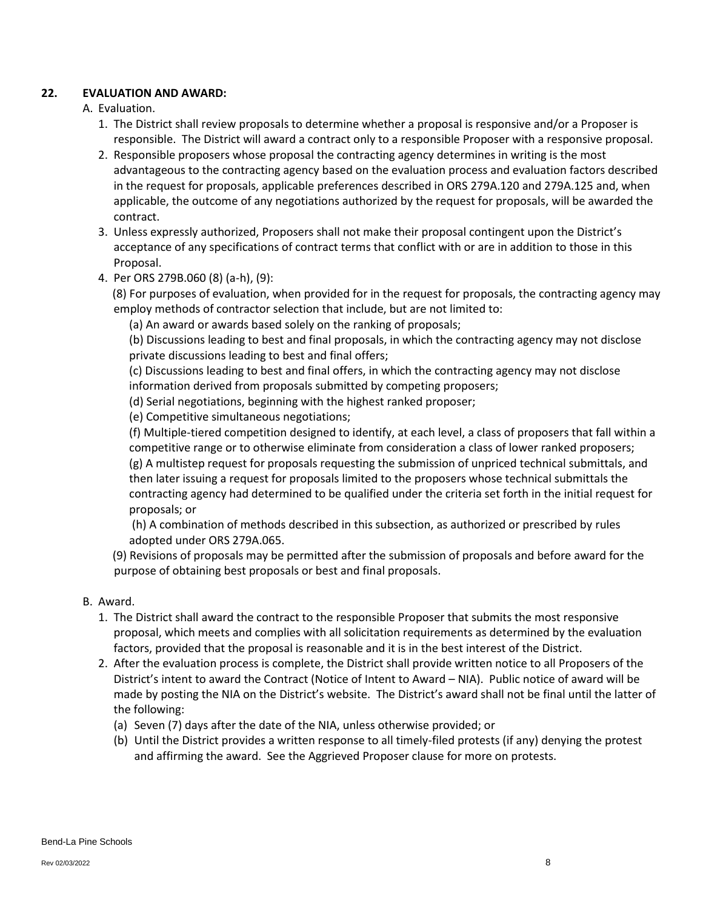## 22. EVALUATION AND AWARD:

A. Evaluation.

1. The District shall review proposals to determine whether a proposal is responsive and/or a Proposer is responsible. The District will award a contract only to a responsible Proposer with a responsive proposal.
2. Responsible proposers whose proposal the contracting agency determines in writing is the most advantageous to the contracting agency based on the evaluation process and evaluation factors described in the request for proposals, applicable preferences described in ORS 279A.120 and 279A.125 and, when applicable, the outcome of any negotiations authorized by the request for proposals, will be awarded the contract.
3. Unless expressly authorized, Proposers shall not make their proposal contingent upon the District's acceptance of any specifications of contract terms that conflict with or are in addition to those in this Proposal.
4. Per ORS 279B.060 (8) (a-h), (9):

   (8) For purposes of evaluation, when provided for in the request for proposals, the contracting agency may employ methods of contractor selection that include, but are not limited to:

   (a) An award or awards based solely on the ranking of proposals;

   (b) Discussions leading to best and final proposals, in which the contracting agency may not disclose private discussions leading to best and final offers;

   (c) Discussions leading to best and final offers, in which the contracting agency may not disclose information derived from proposals submitted by competing proposers;

   (d) Serial negotiations, beginning with the highest ranked proposer;

   (e) Competitive simultaneous negotiations;

   (f) Multiple-tiered competition designed to identify, at each level, a class of proposers that fall within a competitive range or to otherwise eliminate from consideration a class of lower ranked proposers;

   (g) A multistep request for proposals requesting the submission of unpriced technical submittals, and then later issuing a request for proposals limited to the proposers whose technical submittals the contracting agency had determined to be qualified under the criteria set forth in the initial request for proposals; or

   (h) A combination of methods described in this subsection, as authorized or prescribed by rules adopted under ORS 279A.065.

   (9) Revisions of proposals may be permitted after the submission of proposals and before award for the purpose of obtaining best proposals or best and final proposals.

B. Award.

1. The District shall award the contract to the responsible Proposer that submits the most responsive proposal, which meets and complies with all solicitation requirements as determined by the evaluation factors, provided that the proposal is reasonable and it is in the best interest of the District.
2. After the evaluation process is complete, the District shall provide written notice to all Proposers of the District's intent to award the Contract (Notice of Intent to Award – NIA). Public notice of award will be made by posting the NIA on the District's website. The District's award shall not be final until the latter of the following:
   (a) Seven (7) days after the date of the NIA, unless otherwise provided; or
   (b) Until the District provides a written response to all timely-filed protests (if any) denying the protest and affirming the award. See the Aggrieved Proposer clause for more on protests.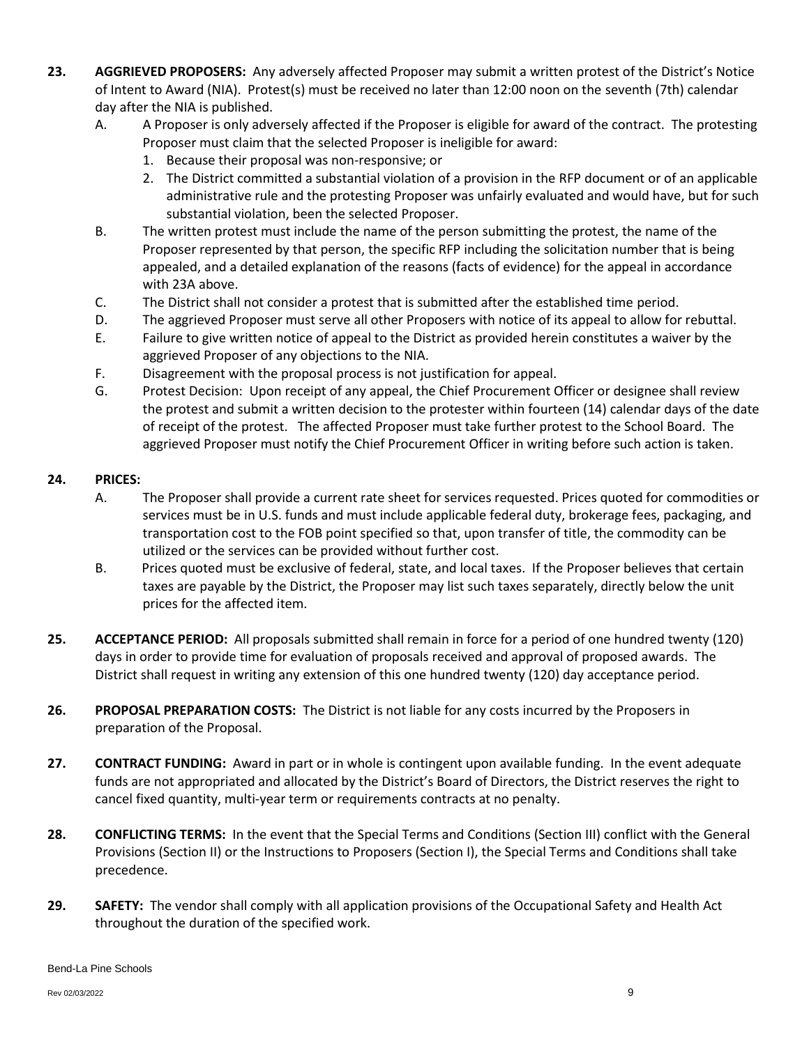**23. AGGRIEVED PROPOSERS:** Any adversely affected Proposer may submit a written protest of the District's Notice of Intent to Award (NIA). Protest(s) must be received no later than 12:00 noon on the seventh (7th) calendar day after the NIA is published.

- A. A Proposer is only adversely affected if the Proposer is eligible for award of the contract. The protesting Proposer must claim that the selected Proposer is ineligible for award:
  1. Because their proposal was non-responsive; or
  2. The District committed a substantial violation of a provision in the RFP document or of an applicable administrative rule and the protesting Proposer was unfairly evaluated and would have, but for such substantial violation, been the selected Proposer.
- B. The written protest must include the name of the person submitting the protest, the name of the Proposer represented by that person, the specific RFP including the solicitation number that is being appealed, and a detailed explanation of the reasons (facts of evidence) for the appeal in accordance with 23A above.
- C. The District shall not consider a protest that is submitted after the established time period.
- D. The aggrieved Proposer must serve all other Proposers with notice of its appeal to allow for rebuttal.
- E. Failure to give written notice of appeal to the District as provided herein constitutes a waiver by the aggrieved Proposer of any objections to the NIA.
- F. Disagreement with the proposal process is not justification for appeal.
- G. Protest Decision: Upon receipt of any appeal, the Chief Procurement Officer or designee shall review the protest and submit a written decision to the protester within fourteen (14) calendar days of the date of receipt of the protest. The affected Proposer must take further protest to the School Board. The aggrieved Proposer must notify the Chief Procurement Officer in writing before such action is taken.

**24. PRICES:**

- A. The Proposer shall provide a current rate sheet for services requested. Prices quoted for commodities or services must be in U.S. funds and must include applicable federal duty, brokerage fees, packaging, and transportation cost to the FOB point specified so that, upon transfer of title, the commodity can be utilized or the services can be provided without further cost.
- B. Prices quoted must be exclusive of federal, state, and local taxes. If the Proposer believes that certain taxes are payable by the District, the Proposer may list such taxes separately, directly below the unit prices for the affected item.

**25. ACCEPTANCE PERIOD:** All proposals submitted shall remain in force for a period of one hundred twenty (120) days in order to provide time for evaluation of proposals received and approval of proposed awards. The District shall request in writing any extension of this one hundred twenty (120) day acceptance period.

**26. PROPOSAL PREPARATION COSTS:** The District is not liable for any costs incurred by the Proposers in preparation of the Proposal.

**27. CONTRACT FUNDING:** Award in part or in whole is contingent upon available funding. In the event adequate funds are not appropriated and allocated by the District's Board of Directors, the District reserves the right to cancel fixed quantity, multi-year term or requirements contracts at no penalty.

**28. CONFLICTING TERMS:** In the event that the Special Terms and Conditions (Section III) conflict with the General Provisions (Section II) or the Instructions to Proposers (Section I), the Special Terms and Conditions shall take precedence.

**29. SAFETY:** The vendor shall comply with all application provisions of the Occupational Safety and Health Act throughout the duration of the specified work.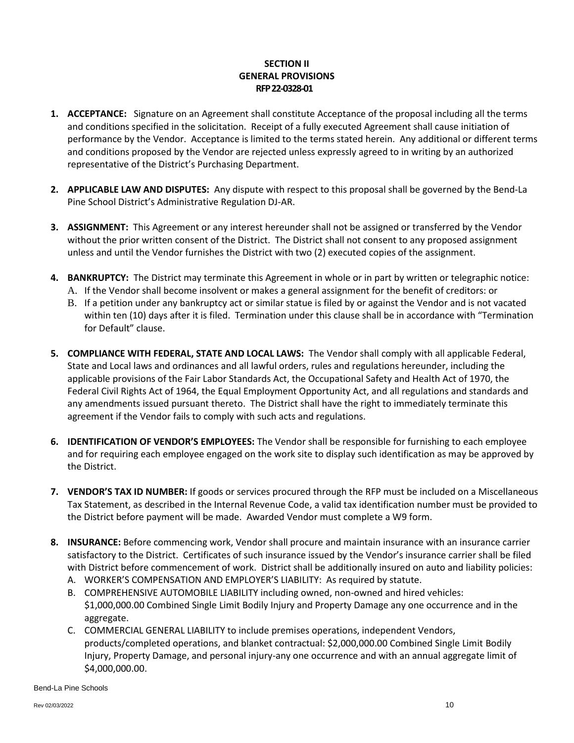**SECTION II**
**GENERAL PROVISIONS**
**RFP 22-0328-01**

1. **ACCEPTANCE:** Signature on an Agreement shall constitute Acceptance of the proposal including all the terms and conditions specified in the solicitation. Receipt of a fully executed Agreement shall cause initiation of performance by the Vendor. Acceptance is limited to the terms stated herein. Any additional or different terms and conditions proposed by the Vendor are rejected unless expressly agreed to in writing by an authorized representative of the District's Purchasing Department.

2. **APPLICABLE LAW AND DISPUTES:** Any dispute with respect to this proposal shall be governed by the Bend-La Pine School District's Administrative Regulation DJ-AR.

3. **ASSIGNMENT:** This Agreement or any interest hereunder shall not be assigned or transferred by the Vendor without the prior written consent of the District. The District shall not consent to any proposed assignment unless and until the Vendor furnishes the District with two (2) executed copies of the assignment.

4. **BANKRUPTCY:** The District may terminate this Agreement in whole or in part by written or telegraphic notice:
   A. If the Vendor shall become insolvent or makes a general assignment for the benefit of creditors: or
   B. If a petition under any bankruptcy act or similar statue is filed by or against the Vendor and is not vacated within ten (10) days after it is filed. Termination under this clause shall be in accordance with "Termination for Default" clause.

5. **COMPLIANCE WITH FEDERAL, STATE AND LOCAL LAWS:** The Vendor shall comply with all applicable Federal, State and Local laws and ordinances and all lawful orders, rules and regulations hereunder, including the applicable provisions of the Fair Labor Standards Act, the Occupational Safety and Health Act of 1970, the Federal Civil Rights Act of 1964, the Equal Employment Opportunity Act, and all regulations and standards and any amendments issued pursuant thereto. The District shall have the right to immediately terminate this agreement if the Vendor fails to comply with such acts and regulations.

6. **IDENTIFICATION OF VENDOR'S EMPLOYEES:** The Vendor shall be responsible for furnishing to each employee and for requiring each employee engaged on the work site to display such identification as may be approved by the District.

7. **VENDOR'S TAX ID NUMBER:** If goods or services procured through the RFP must be included on a Miscellaneous Tax Statement, as described in the Internal Revenue Code, a valid tax identification number must be provided to the District before payment will be made. Awarded Vendor must complete a W9 form.

8. **INSURANCE:** Before commencing work, Vendor shall procure and maintain insurance with an insurance carrier satisfactory to the District. Certificates of such insurance issued by the Vendor's insurance carrier shall be filed with District before commencement of work. District shall be additionally insured on auto and liability policies:
   A. WORKER'S COMPENSATION AND EMPLOYER'S LIABILITY: As required by statute.
   B. COMPREHENSIVE AUTOMOBILE LIABILITY including owned, non-owned and hired vehicles: $1,000,000.00 Combined Single Limit Bodily Injury and Property Damage any one occurrence and in the aggregate.
   C. COMMERCIAL GENERAL LIABILITY to include premises operations, independent Vendors, products/completed operations, and blanket contractual: $2,000,000.00 Combined Single Limit Bodily Injury, Property Damage, and personal injury-any one occurrence and with an annual aggregate limit of $4,000,000.00.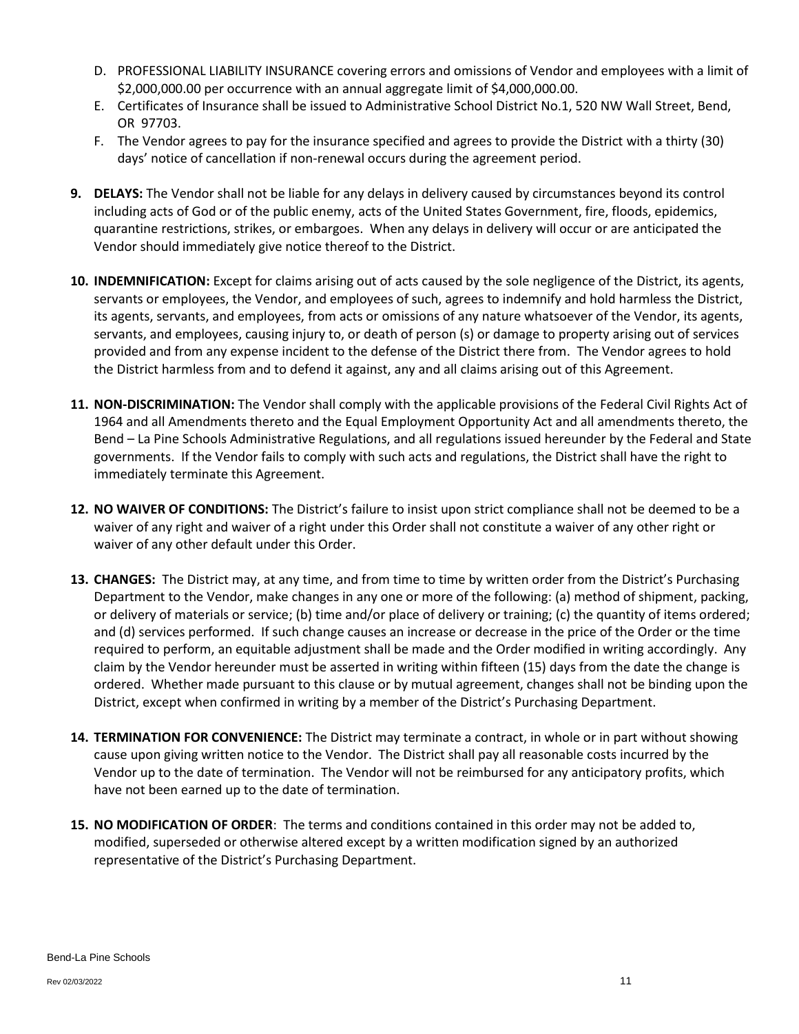D. PROFESSIONAL LIABILITY INSURANCE covering errors and omissions of Vendor and employees with a limit of $2,000,000.00 per occurrence with an annual aggregate limit of $4,000,000.00.
E. Certificates of Insurance shall be issued to Administrative School District No.1, 520 NW Wall Street, Bend, OR 97703.
F. The Vendor agrees to pay for the insurance specified and agrees to provide the District with a thirty (30) days' notice of cancellation if non-renewal occurs during the agreement period.

**9. DELAYS:** The Vendor shall not be liable for any delays in delivery caused by circumstances beyond its control including acts of God or of the public enemy, acts of the United States Government, fire, floods, epidemics, quarantine restrictions, strikes, or embargoes. When any delays in delivery will occur or are anticipated the Vendor should immediately give notice thereof to the District.

**10. INDEMNIFICATION:** Except for claims arising out of acts caused by the sole negligence of the District, its agents, servants or employees, the Vendor, and employees of such, agrees to indemnify and hold harmless the District, its agents, servants, and employees, from acts or omissions of any nature whatsoever of the Vendor, its agents, servants, and employees, causing injury to, or death of person (s) or damage to property arising out of services provided and from any expense incident to the defense of the District there from. The Vendor agrees to hold the District harmless from and to defend it against, any and all claims arising out of this Agreement.

**11. NON-DISCRIMINATION:** The Vendor shall comply with the applicable provisions of the Federal Civil Rights Act of 1964 and all Amendments thereto and the Equal Employment Opportunity Act and all amendments thereto, the Bend – La Pine Schools Administrative Regulations, and all regulations issued hereunder by the Federal and State governments. If the Vendor fails to comply with such acts and regulations, the District shall have the right to immediately terminate this Agreement.

**12. NO WAIVER OF CONDITIONS:** The District's failure to insist upon strict compliance shall not be deemed to be a waiver of any right and waiver of a right under this Order shall not constitute a waiver of any other right or waiver of any other default under this Order.

**13. CHANGES:** The District may, at any time, and from time to time by written order from the District's Purchasing Department to the Vendor, make changes in any one or more of the following: (a) method of shipment, packing, or delivery of materials or service; (b) time and/or place of delivery or training; (c) the quantity of items ordered; and (d) services performed. If such change causes an increase or decrease in the price of the Order or the time required to perform, an equitable adjustment shall be made and the Order modified in writing accordingly. Any claim by the Vendor hereunder must be asserted in writing within fifteen (15) days from the date the change is ordered. Whether made pursuant to this clause or by mutual agreement, changes shall not be binding upon the District, except when confirmed in writing by a member of the District's Purchasing Department.

**14. TERMINATION FOR CONVENIENCE:** The District may terminate a contract, in whole or in part without showing cause upon giving written notice to the Vendor. The District shall pay all reasonable costs incurred by the Vendor up to the date of termination. The Vendor will not be reimbursed for any anticipatory profits, which have not been earned up to the date of termination.

**15. NO MODIFICATION OF ORDER**: The terms and conditions contained in this order may not be added to, modified, superseded or otherwise altered except by a written modification signed by an authorized representative of the District's Purchasing Department.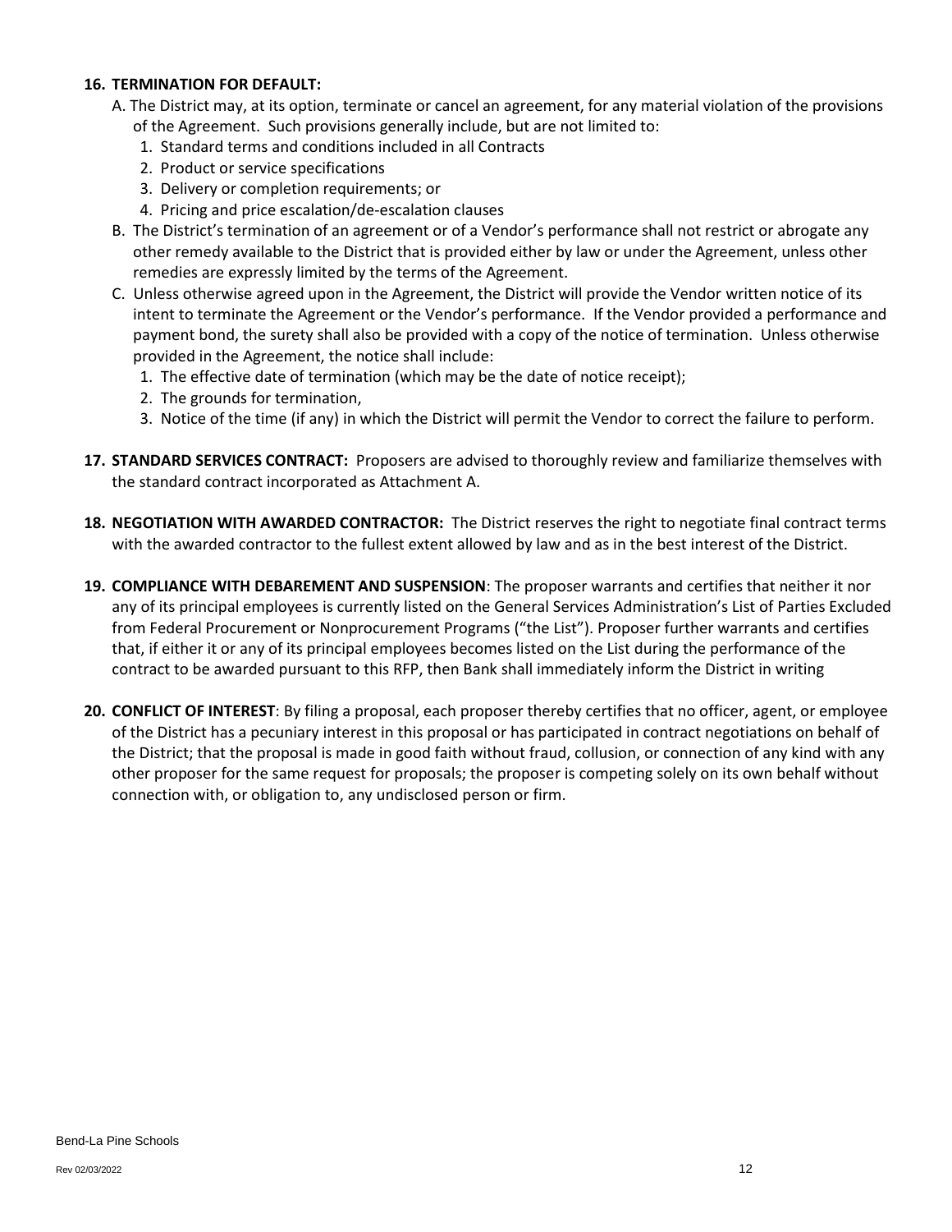**16. TERMINATION FOR DEFAULT:**

A. The District may, at its option, terminate or cancel an agreement, for any material violation of the provisions of the Agreement. Such provisions generally include, but are not limited to:

1. Standard terms and conditions included in all Contracts
2. Product or service specifications
3. Delivery or completion requirements; or
4. Pricing and price escalation/de-escalation clauses

B. The District's termination of an agreement or of a Vendor's performance shall not restrict or abrogate any other remedy available to the District that is provided either by law or under the Agreement, unless other remedies are expressly limited by the terms of the Agreement.

C. Unless otherwise agreed upon in the Agreement, the District will provide the Vendor written notice of its intent to terminate the Agreement or the Vendor's performance. If the Vendor provided a performance and payment bond, the surety shall also be provided with a copy of the notice of termination. Unless otherwise provided in the Agreement, the notice shall include:

1. The effective date of termination (which may be the date of notice receipt);
2. The grounds for termination,
3. Notice of the time (if any) in which the District will permit the Vendor to correct the failure to perform.

**17. STANDARD SERVICES CONTRACT:** Proposers are advised to thoroughly review and familiarize themselves with the standard contract incorporated as Attachment A.

**18. NEGOTIATION WITH AWARDED CONTRACTOR:** The District reserves the right to negotiate final contract terms with the awarded contractor to the fullest extent allowed by law and as in the best interest of the District.

**19. COMPLIANCE WITH DEBAREMENT AND SUSPENSION**: The proposer warrants and certifies that neither it nor any of its principal employees is currently listed on the General Services Administration's List of Parties Excluded from Federal Procurement or Nonprocurement Programs ("the List"). Proposer further warrants and certifies that, if either it or any of its principal employees becomes listed on the List during the performance of the contract to be awarded pursuant to this RFP, then Bank shall immediately inform the District in writing

**20. CONFLICT OF INTEREST**: By filing a proposal, each proposer thereby certifies that no officer, agent, or employee of the District has a pecuniary interest in this proposal or has participated in contract negotiations on behalf of the District; that the proposal is made in good faith without fraud, collusion, or connection of any kind with any other proposer for the same request for proposals; the proposer is competing solely on its own behalf without connection with, or obligation to, any undisclosed person or firm.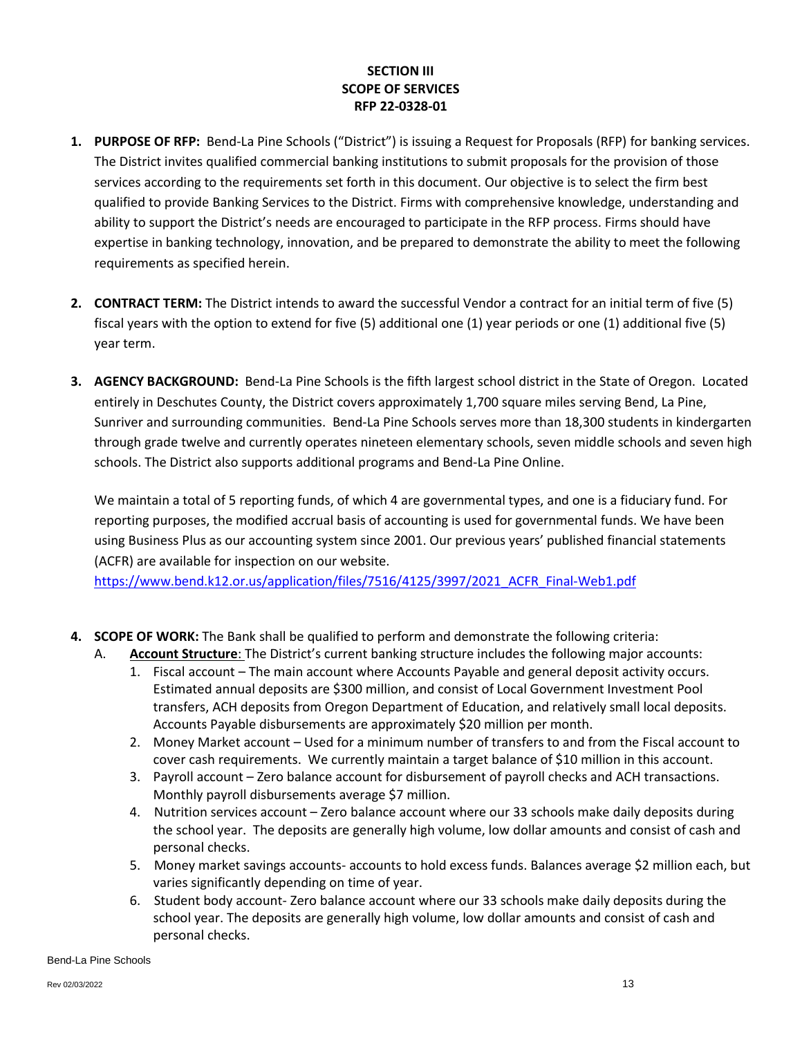**SECTION III**
**SCOPE OF SERVICES**
**RFP 22-0328-01**

1. **PURPOSE OF RFP:** Bend-La Pine Schools ("District") is issuing a Request for Proposals (RFP) for banking services. The District invites qualified commercial banking institutions to submit proposals for the provision of those services according to the requirements set forth in this document. Our objective is to select the firm best qualified to provide Banking Services to the District. Firms with comprehensive knowledge, understanding and ability to support the District's needs are encouraged to participate in the RFP process. Firms should have expertise in banking technology, innovation, and be prepared to demonstrate the ability to meet the following requirements as specified herein.

2. **CONTRACT TERM:** The District intends to award the successful Vendor a contract for an initial term of five (5) fiscal years with the option to extend for five (5) additional one (1) year periods or one (1) additional five (5) year term.

3. **AGENCY BACKGROUND:** Bend-La Pine Schools is the fifth largest school district in the State of Oregon. Located entirely in Deschutes County, the District covers approximately 1,700 square miles serving Bend, La Pine, Sunriver and surrounding communities. Bend-La Pine Schools serves more than 18,300 students in kindergarten through grade twelve and currently operates nineteen elementary schools, seven middle schools and seven high schools. The District also supports additional programs and Bend-La Pine Online.

   We maintain a total of 5 reporting funds, of which 4 are governmental types, and one is a fiduciary fund. For reporting purposes, the modified accrual basis of accounting is used for governmental funds. We have been using Business Plus as our accounting system since 2001. Our previous years' published financial statements (ACFR) are available for inspection on our website.
   https://www.bend.k12.or.us/application/files/7516/4125/3997/2021_ACFR_Final-Web1.pdf

4. **SCOPE OF WORK:** The Bank shall be qualified to perform and demonstrate the following criteria:
   A. **Account Structure**: The District's current banking structure includes the following major accounts:
      1. Fiscal account – The main account where Accounts Payable and general deposit activity occurs. Estimated annual deposits are $300 million, and consist of Local Government Investment Pool transfers, ACH deposits from Oregon Department of Education, and relatively small local deposits. Accounts Payable disbursements are approximately $20 million per month.
      2. Money Market account – Used for a minimum number of transfers to and from the Fiscal account to cover cash requirements. We currently maintain a target balance of $10 million in this account.
      3. Payroll account – Zero balance account for disbursement of payroll checks and ACH transactions. Monthly payroll disbursements average $7 million.
      4. Nutrition services account – Zero balance account where our 33 schools make daily deposits during the school year. The deposits are generally high volume, low dollar amounts and consist of cash and personal checks.
      5. Money market savings accounts- accounts to hold excess funds. Balances average $2 million each, but varies significantly depending on time of year.
      6. Student body account- Zero balance account where our 33 schools make daily deposits during the school year. The deposits are generally high volume, low dollar amounts and consist of cash and personal checks.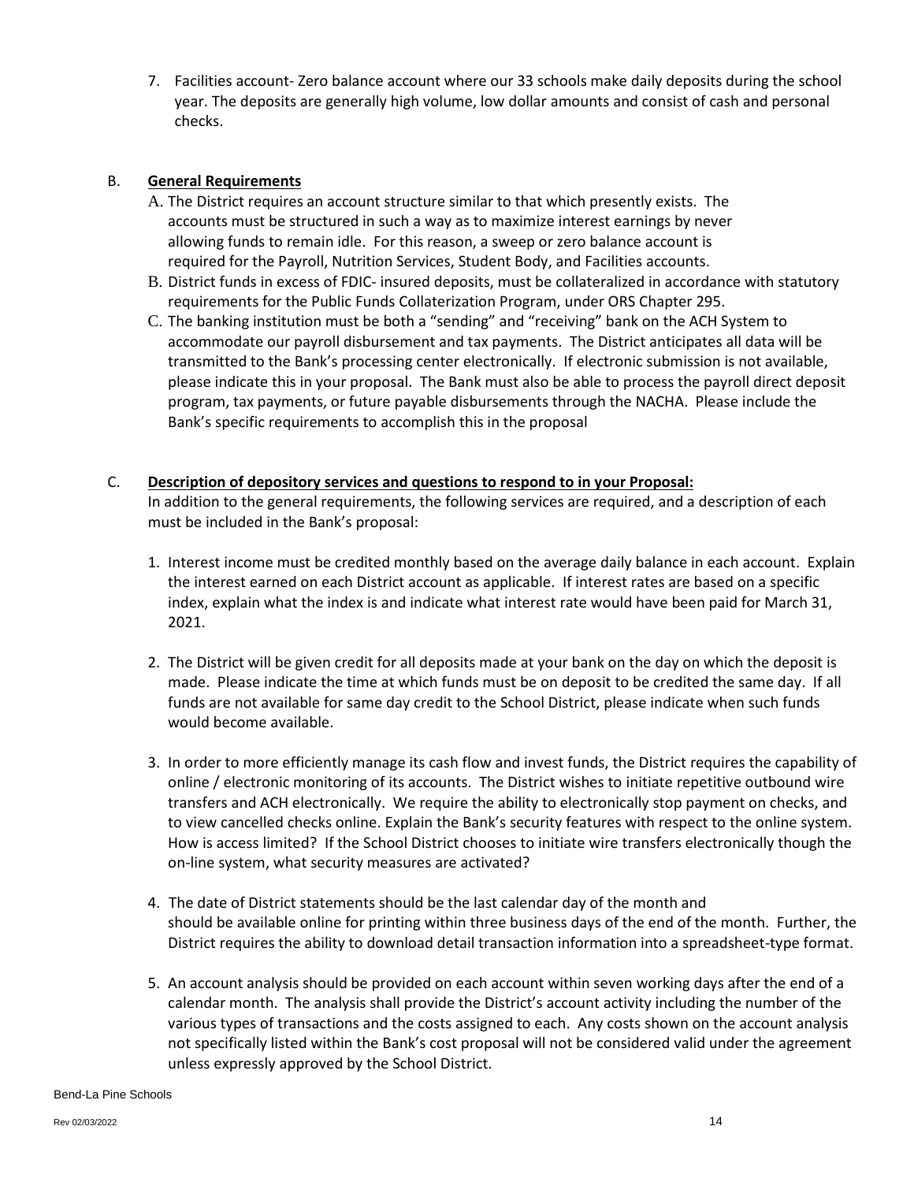7. Facilities account- Zero balance account where our 33 schools make daily deposits during the school year. The deposits are generally high volume, low dollar amounts and consist of cash and personal checks.

B. **General Requirements**

A. The District requires an account structure similar to that which presently exists. The accounts must be structured in such a way as to maximize interest earnings by never allowing funds to remain idle. For this reason, a sweep or zero balance account is required for the Payroll, Nutrition Services, Student Body, and Facilities accounts.

B. District funds in excess of FDIC- insured deposits, must be collateralized in accordance with statutory requirements for the Public Funds Collaterization Program, under ORS Chapter 295.

C. The banking institution must be both a "sending" and "receiving" bank on the ACH System to accommodate our payroll disbursement and tax payments. The District anticipates all data will be transmitted to the Bank's processing center electronically. If electronic submission is not available, please indicate this in your proposal. The Bank must also be able to process the payroll direct deposit program, tax payments, or future payable disbursements through the NACHA. Please include the Bank's specific requirements to accomplish this in the proposal

C. **Description of depository services and questions to respond to in your Proposal:**

In addition to the general requirements, the following services are required, and a description of each must be included in the Bank's proposal:

1. Interest income must be credited monthly based on the average daily balance in each account. Explain the interest earned on each District account as applicable. If interest rates are based on a specific index, explain what the index is and indicate what interest rate would have been paid for March 31, 2021.

2. The District will be given credit for all deposits made at your bank on the day on which the deposit is made. Please indicate the time at which funds must be on deposit to be credited the same day. If all funds are not available for same day credit to the School District, please indicate when such funds would become available.

3. In order to more efficiently manage its cash flow and invest funds, the District requires the capability of online / electronic monitoring of its accounts. The District wishes to initiate repetitive outbound wire transfers and ACH electronically. We require the ability to electronically stop payment on checks, and to view cancelled checks online. Explain the Bank's security features with respect to the online system. How is access limited? If the School District chooses to initiate wire transfers electronically though the on-line system, what security measures are activated?

4. The date of District statements should be the last calendar day of the month and should be available online for printing within three business days of the end of the month. Further, the District requires the ability to download detail transaction information into a spreadsheet-type format.

5. An account analysis should be provided on each account within seven working days after the end of a calendar month. The analysis shall provide the District's account activity including the number of the various types of transactions and the costs assigned to each. Any costs shown on the account analysis not specifically listed within the Bank's cost proposal will not be considered valid under the agreement unless expressly approved by the School District.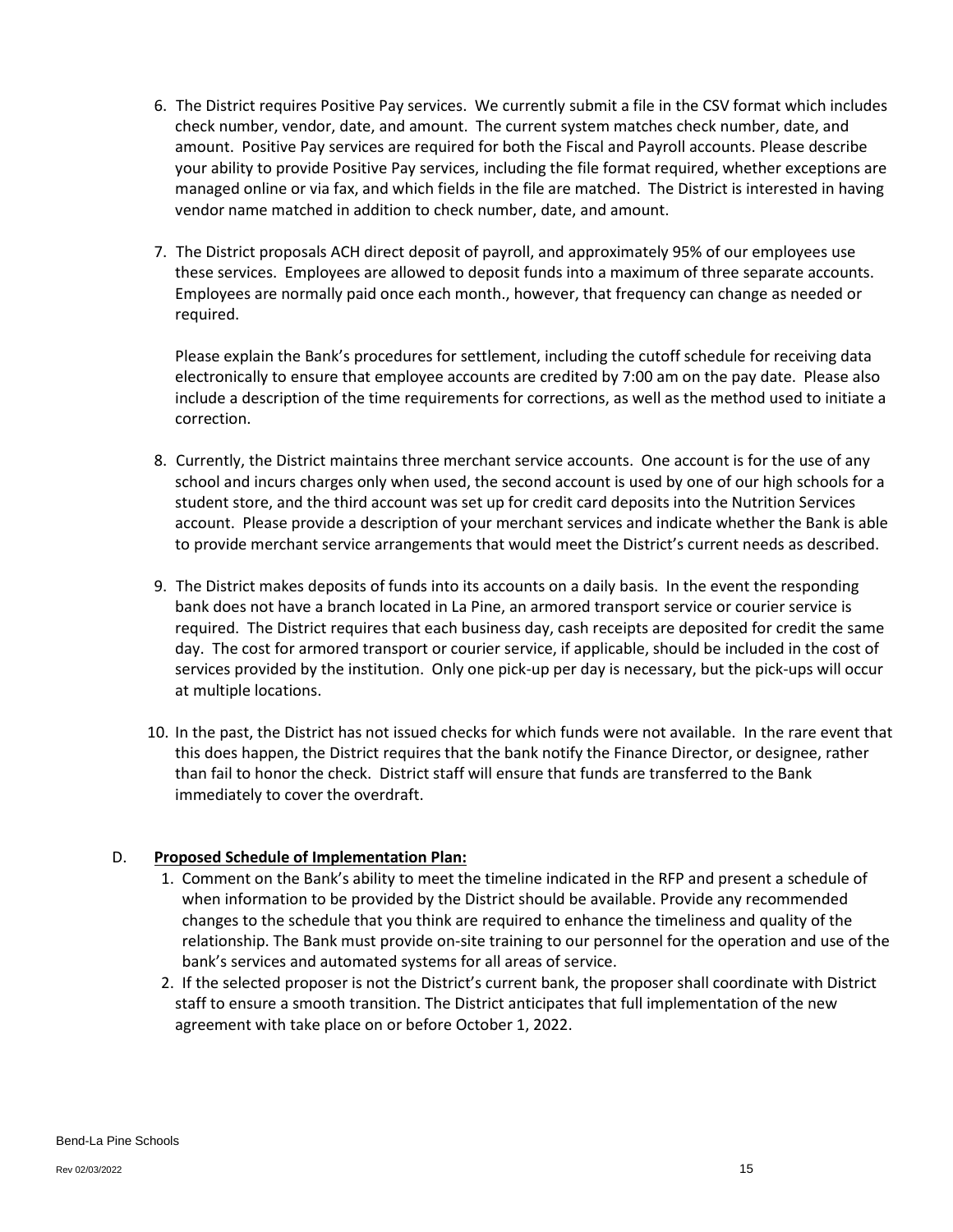6. The District requires Positive Pay services. We currently submit a file in the CSV format which includes check number, vendor, date, and amount. The current system matches check number, date, and amount. Positive Pay services are required for both the Fiscal and Payroll accounts. Please describe your ability to provide Positive Pay services, including the file format required, whether exceptions are managed online or via fax, and which fields in the file are matched. The District is interested in having vendor name matched in addition to check number, date, and amount.

7. The District proposals ACH direct deposit of payroll, and approximately 95% of our employees use these services. Employees are allowed to deposit funds into a maximum of three separate accounts. Employees are normally paid once each month., however, that frequency can change as needed or required.

   Please explain the Bank's procedures for settlement, including the cutoff schedule for receiving data electronically to ensure that employee accounts are credited by 7:00 am on the pay date. Please also include a description of the time requirements for corrections, as well as the method used to initiate a correction.

8. Currently, the District maintains three merchant service accounts. One account is for the use of any school and incurs charges only when used, the second account is used by one of our high schools for a student store, and the third account was set up for credit card deposits into the Nutrition Services account. Please provide a description of your merchant services and indicate whether the Bank is able to provide merchant service arrangements that would meet the District's current needs as described.

9. The District makes deposits of funds into its accounts on a daily basis. In the event the responding bank does not have a branch located in La Pine, an armored transport service or courier service is required. The District requires that each business day, cash receipts are deposited for credit the same day. The cost for armored transport or courier service, if applicable, should be included in the cost of services provided by the institution. Only one pick-up per day is necessary, but the pick-ups will occur at multiple locations.

10. In the past, the District has not issued checks for which funds were not available. In the rare event that this does happen, the District requires that the bank notify the Finance Director, or designee, rather than fail to honor the check. District staff will ensure that funds are transferred to the Bank immediately to cover the overdraft.

D. **Proposed Schedule of Implementation Plan:**

1. Comment on the Bank's ability to meet the timeline indicated in the RFP and present a schedule of when information to be provided by the District should be available. Provide any recommended changes to the schedule that you think are required to enhance the timeliness and quality of the relationship. The Bank must provide on-site training to our personnel for the operation and use of the bank's services and automated systems for all areas of service.
2. If the selected proposer is not the District's current bank, the proposer shall coordinate with District staff to ensure a smooth transition. The District anticipates that full implementation of the new agreement with take place on or before October 1, 2022.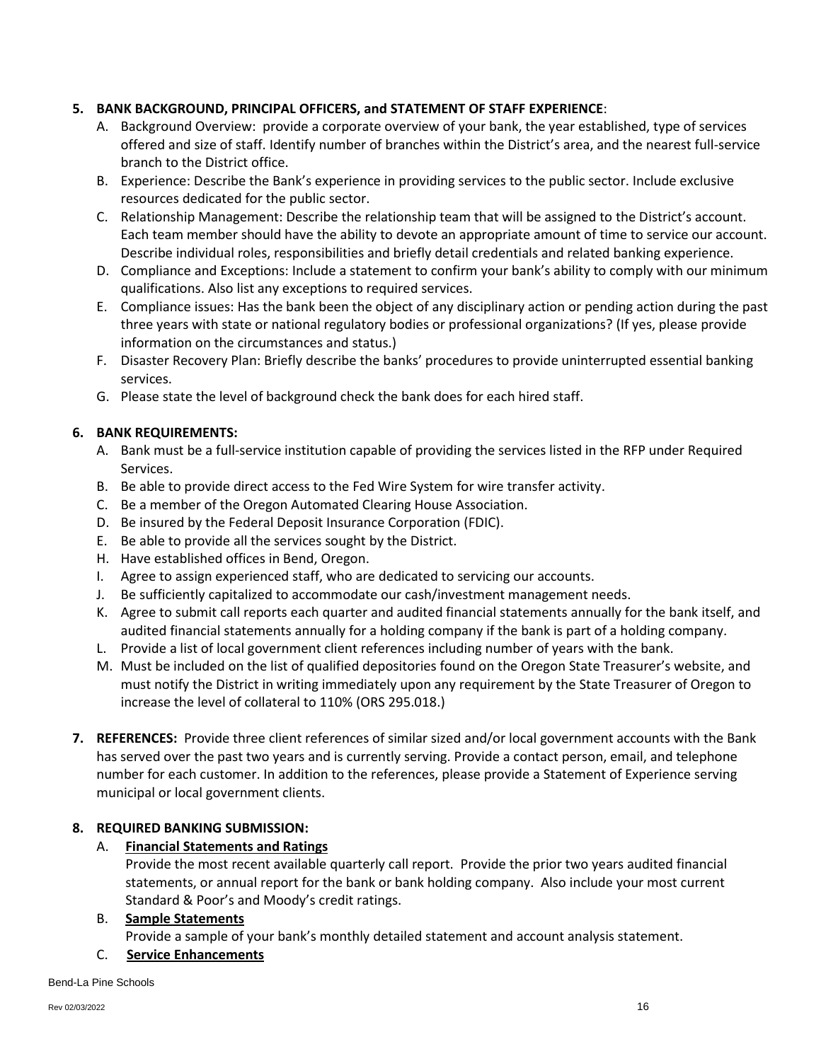5. **BANK BACKGROUND, PRINCIPAL OFFICERS, and STATEMENT OF STAFF EXPERIENCE**:
   A. Background Overview: provide a corporate overview of your bank, the year established, type of services offered and size of staff. Identify number of branches within the District's area, and the nearest full-service branch to the District office.
   B. Experience: Describe the Bank's experience in providing services to the public sector. Include exclusive resources dedicated for the public sector.
   C. Relationship Management: Describe the relationship team that will be assigned to the District's account. Each team member should have the ability to devote an appropriate amount of time to service our account. Describe individual roles, responsibilities and briefly detail credentials and related banking experience.
   D. Compliance and Exceptions: Include a statement to confirm your bank's ability to comply with our minimum qualifications. Also list any exceptions to required services.
   E. Compliance issues: Has the bank been the object of any disciplinary action or pending action during the past three years with state or national regulatory bodies or professional organizations? (If yes, please provide information on the circumstances and status.)
   F. Disaster Recovery Plan: Briefly describe the banks' procedures to provide uninterrupted essential banking services.
   G. Please state the level of background check the bank does for each hired staff.

6. **BANK REQUIREMENTS:**
   A. Bank must be a full-service institution capable of providing the services listed in the RFP under Required Services.
   B. Be able to provide direct access to the Fed Wire System for wire transfer activity.
   C. Be a member of the Oregon Automated Clearing House Association.
   D. Be insured by the Federal Deposit Insurance Corporation (FDIC).
   E. Be able to provide all the services sought by the District.
   H. Have established offices in Bend, Oregon.
   I. Agree to assign experienced staff, who are dedicated to servicing our accounts.
   J. Be sufficiently capitalized to accommodate our cash/investment management needs.
   K. Agree to submit call reports each quarter and audited financial statements annually for the bank itself, and audited financial statements annually for a holding company if the bank is part of a holding company.
   L. Provide a list of local government client references including number of years with the bank.
   M. Must be included on the list of qualified depositories found on the Oregon State Treasurer's website, and must notify the District in writing immediately upon any requirement by the State Treasurer of Oregon to increase the level of collateral to 110% (ORS 295.018.)

7. **REFERENCES:** Provide three client references of similar sized and/or local government accounts with the Bank has served over the past two years and is currently serving. Provide a contact person, email, and telephone number for each customer. In addition to the references, please provide a Statement of Experience serving municipal or local government clients.

8. **REQUIRED BANKING SUBMISSION:**
   A. **Financial Statements and Ratings**
      Provide the most recent available quarterly call report. Provide the prior two years audited financial statements, or annual report for the bank or bank holding company. Also include your most current Standard & Poor's and Moody's credit ratings.
   B. **Sample Statements**
      Provide a sample of your bank's monthly detailed statement and account analysis statement.
   C. **Service Enhancements**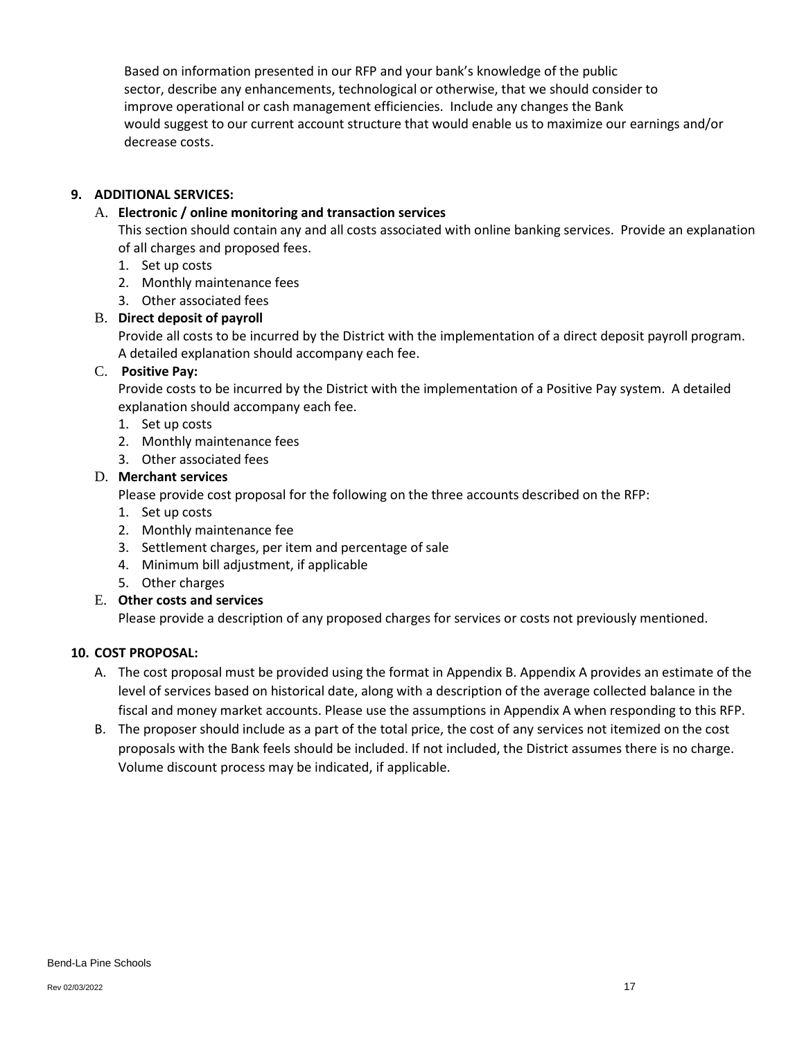Based on information presented in our RFP and your bank's knowledge of the public sector, describe any enhancements, technological or otherwise, that we should consider to improve operational or cash management efficiencies. Include any changes the Bank would suggest to our current account structure that would enable us to maximize our earnings and/or decrease costs.

**9. ADDITIONAL SERVICES:**

A. **Electronic / online monitoring and transaction services**

This section should contain any and all costs associated with online banking services. Provide an explanation of all charges and proposed fees.

1. Set up costs
2. Monthly maintenance fees
3. Other associated fees

B. **Direct deposit of payroll**

Provide all costs to be incurred by the District with the implementation of a direct deposit payroll program. A detailed explanation should accompany each fee.

C. **Positive Pay:**

Provide costs to be incurred by the District with the implementation of a Positive Pay system. A detailed explanation should accompany each fee.

1. Set up costs
2. Monthly maintenance fees
3. Other associated fees

D. **Merchant services**

Please provide cost proposal for the following on the three accounts described on the RFP:

1. Set up costs
2. Monthly maintenance fee
3. Settlement charges, per item and percentage of sale
4. Minimum bill adjustment, if applicable
5. Other charges

E. **Other costs and services**

Please provide a description of any proposed charges for services or costs not previously mentioned.

**10. COST PROPOSAL:**

A. The cost proposal must be provided using the format in Appendix B. Appendix A provides an estimate of the level of services based on historical date, along with a description of the average collected balance in the fiscal and money market accounts. Please use the assumptions in Appendix A when responding to this RFP.

B. The proposer should include as a part of the total price, the cost of any services not itemized on the cost proposals with the Bank feels should be included. If not included, the District assumes there is no charge. Volume discount process may be indicated, if applicable.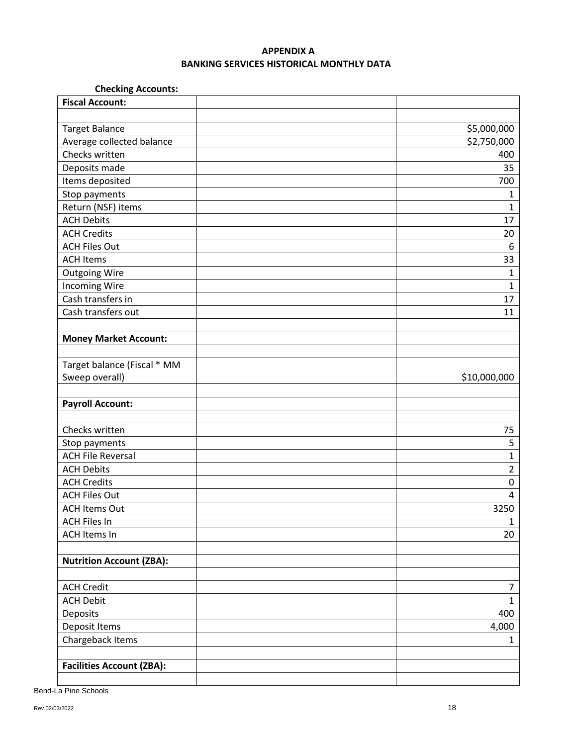# APPENDIX A
## BANKING SERVICES HISTORICAL MONTHLY DATA

**Checking Accounts:**

| **Fiscal Account:** | | |
|---|---|---|
| | | |
| Target Balance | | $5,000,000 |
| Average collected balance | | $2,750,000 |
| Checks written | | 400 |
| Deposits made | | 35 |
| Items deposited | | 700 |
| Stop payments | | 1 |
| Return (NSF) items | | 1 |
| ACH Debits | | 17 |
| ACH Credits | | 20 |
| ACH Files Out | | 6 |
| ACH Items | | 33 |
| Outgoing Wire | | 1 |
| Incoming Wire | | 1 |
| Cash transfers in | | 17 |
| Cash transfers out | | 11 |
| | | |
| **Money Market Account:** | | |
| | | |
| Target balance (Fiscal * MM Sweep overall) | | $10,000,000 |
| | | |
| **Payroll Account:** | | |
| | | |
| Checks written | | 75 |
| Stop payments | | 5 |
| ACH File Reversal | | 1 |
| ACH Debits | | 2 |
| ACH Credits | | 0 |
| ACH Files Out | | 4 |
| ACH Items Out | | 3250 |
| ACH Files In | | 1 |
| ACH Items In | | 20 |
| | | |
| **Nutrition Account (ZBA):** | | |
| | | |
| ACH Credit | | 7 |
| ACH Debit | | 1 |
| Deposits | | 400 |
| Deposit Items | | 4,000 |
| Chargeback Items | | 1 |
| | | |
| **Facilities Account (ZBA):** | | |
| | | |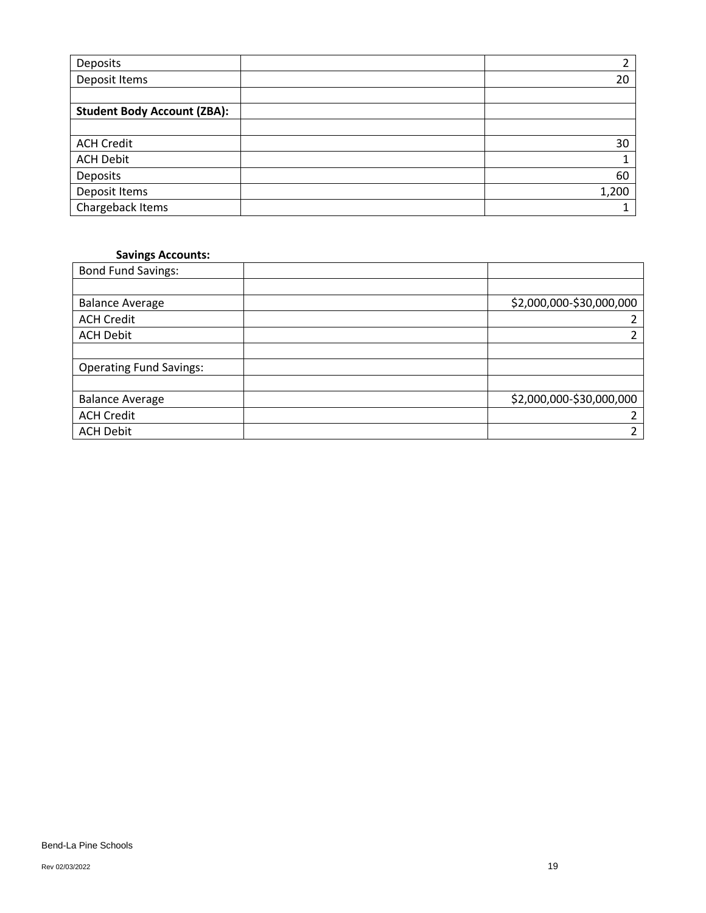| | | |
|---|---|---|
| Deposits | | 2 |
| Deposit Items | | 20 |
| | | |
| **Student Body Account (ZBA):** | | |
| | | |
| ACH Credit | | 30 |
| ACH Debit | | 1 |
| Deposits | | 60 |
| Deposit Items | | 1,200 |
| Chargeback Items | | 1 |

**Savings Accounts:**

| | | |
|---|---|---|
| Bond Fund Savings: | | |
| | | |
| Balance Average | | $2,000,000-$30,000,000 |
| ACH Credit | | 2 |
| ACH Debit | | 2 |
| | | |
| Operating Fund Savings: | | |
| | | |
| Balance Average | | $2,000,000-$30,000,000 |
| ACH Credit | | 2 |
| ACH Debit | | 2 |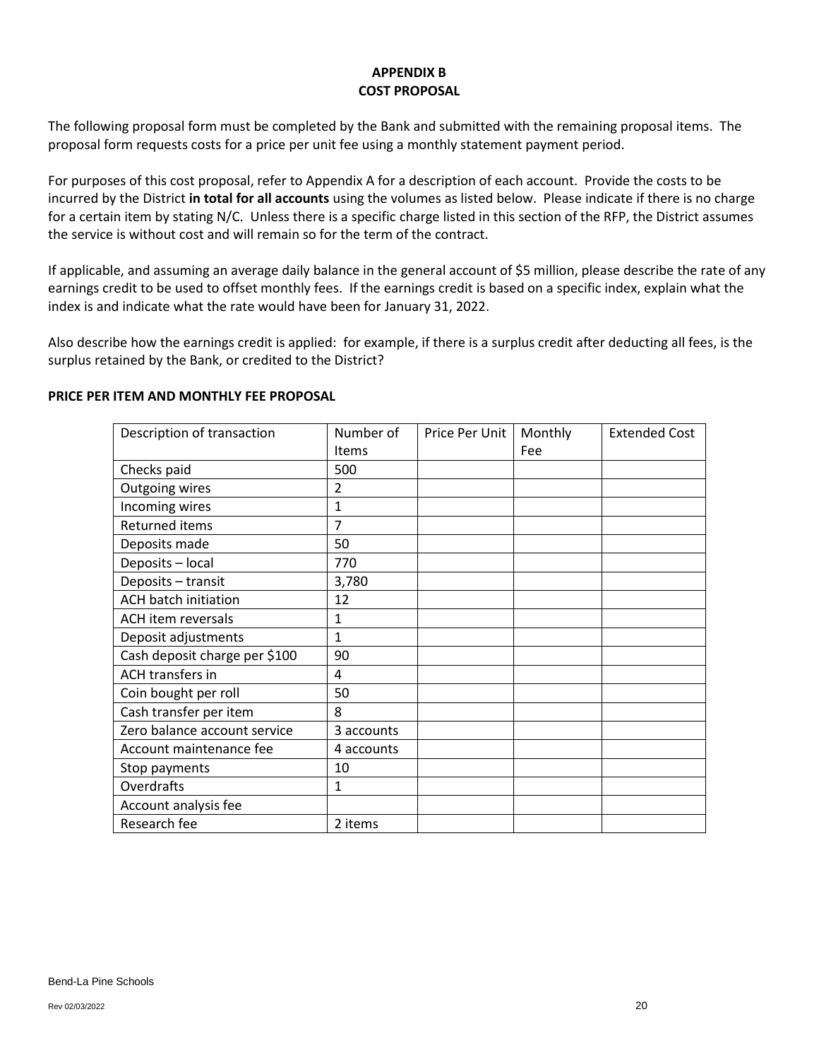# APPENDIX B
# COST PROPOSAL

The following proposal form must be completed by the Bank and submitted with the remaining proposal items. The proposal form requests costs for a price per unit fee using a monthly statement payment period.

For purposes of this cost proposal, refer to Appendix A for a description of each account. Provide the costs to be incurred by the District **in total for all accounts** using the volumes as listed below. Please indicate if there is no charge for a certain item by stating N/C. Unless there is a specific charge listed in this section of the RFP, the District assumes the service is without cost and will remain so for the term of the contract.

If applicable, and assuming an average daily balance in the general account of $5 million, please describe the rate of any earnings credit to be used to offset monthly fees. If the earnings credit is based on a specific index, explain what the index is and indicate what the rate would have been for January 31, 2022.

Also describe how the earnings credit is applied: for example, if there is a surplus credit after deducting all fees, is the surplus retained by the Bank, or credited to the District?

**PRICE PER ITEM AND MONTHLY FEE PROPOSAL**

| Description of transaction | Number of Items | Price Per Unit | Monthly Fee | Extended Cost |
|---|---|---|---|---|
| Checks paid | 500 | | | |
| Outgoing wires | 2 | | | |
| Incoming wires | 1 | | | |
| Returned items | 7 | | | |
| Deposits made | 50 | | | |
| Deposits – local | 770 | | | |
| Deposits – transit | 3,780 | | | |
| ACH batch initiation | 12 | | | |
| ACH item reversals | 1 | | | |
| Deposit adjustments | 1 | | | |
| Cash deposit charge per $100 | 90 | | | |
| ACH transfers in | 4 | | | |
| Coin bought per roll | 50 | | | |
| Cash transfer per item | 8 | | | |
| Zero balance account service | 3 accounts | | | |
| Account maintenance fee | 4 accounts | | | |
| Stop payments | 10 | | | |
| Overdrafts | 1 | | | |
| Account analysis fee | | | | |
| Research fee | 2 items | | | |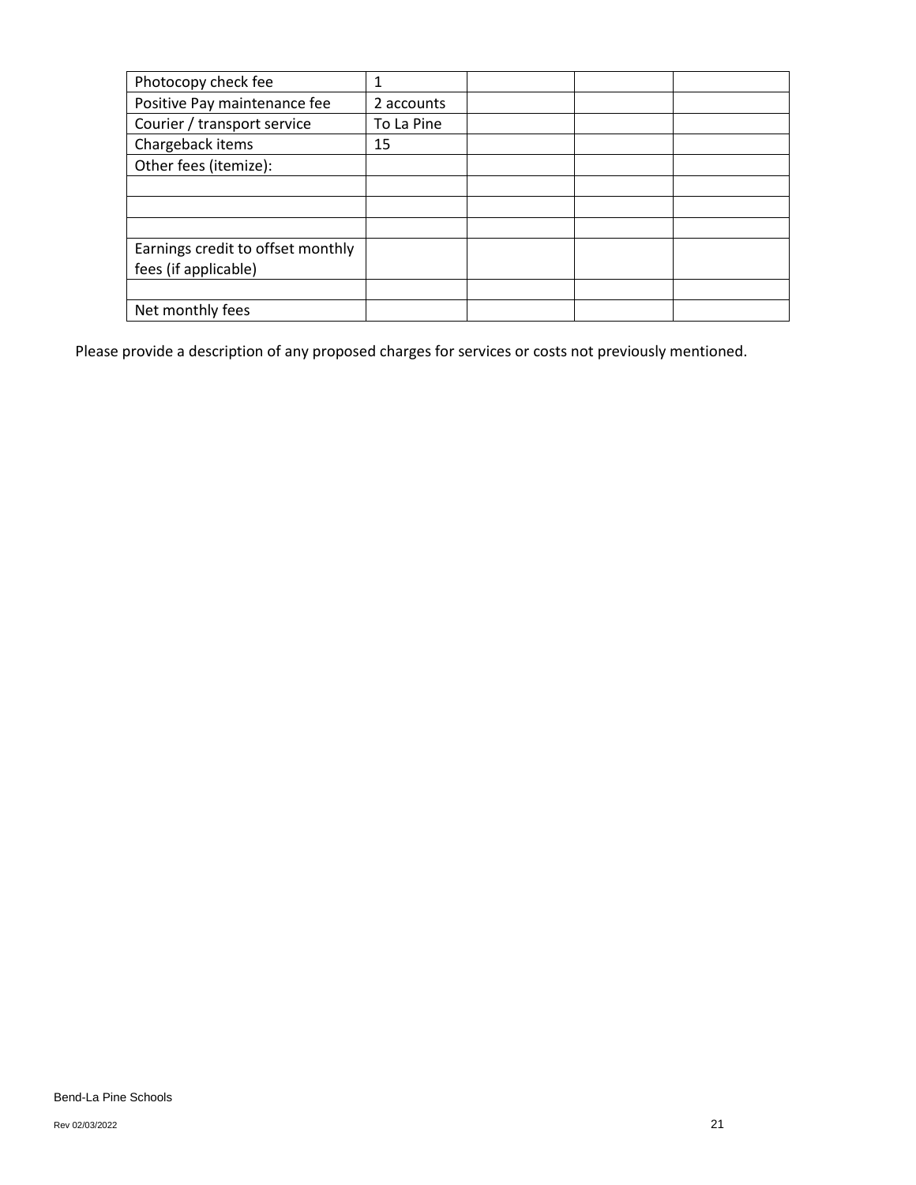| Photocopy check fee | 1 | | | |
|---|---|---|---|---|
| Positive Pay maintenance fee | 2 accounts | | | |
| Courier / transport service | To La Pine | | | |
| Chargeback items | 15 | | | |
| Other fees (itemize): | | | | |
| | | | | |
| | | | | |
| | | | | |
| Earnings credit to offset monthly fees (if applicable) | | | | |
| | | | | |
| Net monthly fees | | | | |

Please provide a description of any proposed charges for services or costs not previously mentioned.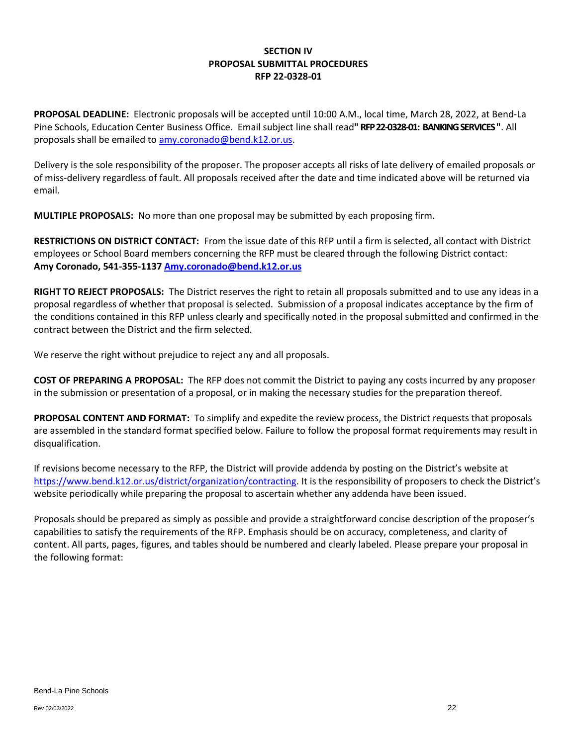## SECTION IV
## PROPOSAL SUBMITTAL PROCEDURES
## RFP 22-0328-01

**PROPOSAL DEADLINE:** Electronic proposals will be accepted until 10:00 A.M., local time, March 28, 2022, at Bend-La Pine Schools, Education Center Business Office. Email subject line shall read **" RFP 22-0328-01: BANKING SERVICES "**. All proposals shall be emailed to amy.coronado@bend.k12.or.us.

Delivery is the sole responsibility of the proposer. The proposer accepts all risks of late delivery of emailed proposals or of miss-delivery regardless of fault. All proposals received after the date and time indicated above will be returned via email.

**MULTIPLE PROPOSALS:** No more than one proposal may be submitted by each proposing firm.

**RESTRICTIONS ON DISTRICT CONTACT:** From the issue date of this RFP until a firm is selected, all contact with District employees or School Board members concerning the RFP must be cleared through the following District contact: **Amy Coronado, 541-355-1137 Amy.coronado@bend.k12.or.us**

**RIGHT TO REJECT PROPOSALS:** The District reserves the right to retain all proposals submitted and to use any ideas in a proposal regardless of whether that proposal is selected. Submission of a proposal indicates acceptance by the firm of the conditions contained in this RFP unless clearly and specifically noted in the proposal submitted and confirmed in the contract between the District and the firm selected.

We reserve the right without prejudice to reject any and all proposals.

**COST OF PREPARING A PROPOSAL:** The RFP does not commit the District to paying any costs incurred by any proposer in the submission or presentation of a proposal, or in making the necessary studies for the preparation thereof.

**PROPOSAL CONTENT AND FORMAT:** To simplify and expedite the review process, the District requests that proposals are assembled in the standard format specified below. Failure to follow the proposal format requirements may result in disqualification.

If revisions become necessary to the RFP, the District will provide addenda by posting on the District's website at https://www.bend.k12.or.us/district/organization/contracting. It is the responsibility of proposers to check the District's website periodically while preparing the proposal to ascertain whether any addenda have been issued.

Proposals should be prepared as simply as possible and provide a straightforward concise description of the proposer's capabilities to satisfy the requirements of the RFP. Emphasis should be on accuracy, completeness, and clarity of content. All parts, pages, figures, and tables should be numbered and clearly labeled. Please prepare your proposal in the following format: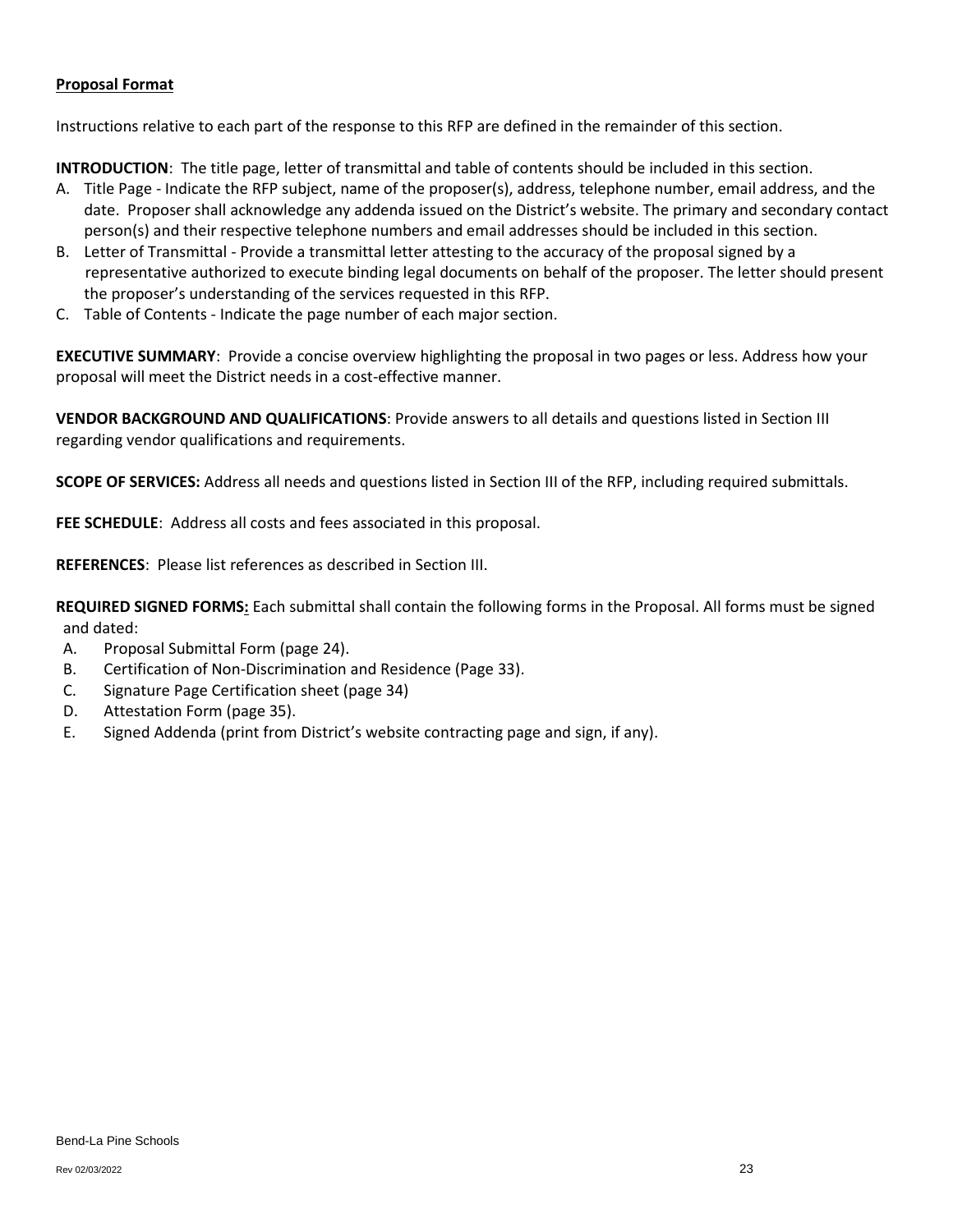**Proposal Format**

Instructions relative to each part of the response to this RFP are defined in the remainder of this section.

**INTRODUCTION**: The title page, letter of transmittal and table of contents should be included in this section.

A. Title Page - Indicate the RFP subject, name of the proposer(s), address, telephone number, email address, and the date. Proposer shall acknowledge any addenda issued on the District's website. The primary and secondary contact person(s) and their respective telephone numbers and email addresses should be included in this section.
B. Letter of Transmittal - Provide a transmittal letter attesting to the accuracy of the proposal signed by a representative authorized to execute binding legal documents on behalf of the proposer. The letter should present the proposer's understanding of the services requested in this RFP.
C. Table of Contents - Indicate the page number of each major section.

**EXECUTIVE SUMMARY**: Provide a concise overview highlighting the proposal in two pages or less. Address how your proposal will meet the District needs in a cost-effective manner.

**VENDOR BACKGROUND AND QUALIFICATIONS**: Provide answers to all details and questions listed in Section III regarding vendor qualifications and requirements.

**SCOPE OF SERVICES:** Address all needs and questions listed in Section III of the RFP, including required submittals.

**FEE SCHEDULE**: Address all costs and fees associated in this proposal.

**REFERENCES**: Please list references as described in Section III.

**REQUIRED SIGNED FORMS:** Each submittal shall contain the following forms in the Proposal. All forms must be signed and dated:

A. Proposal Submittal Form (page 24).
B. Certification of Non-Discrimination and Residence (Page 33).
C. Signature Page Certification sheet (page 34)
D. Attestation Form (page 35).
E. Signed Addenda (print from District's website contracting page and sign, if any).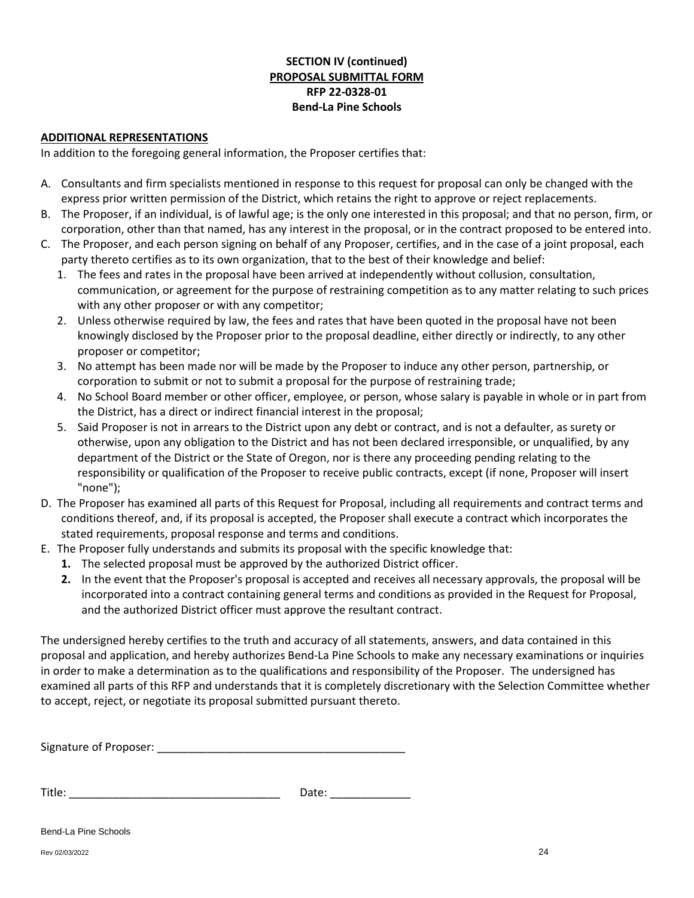**SECTION IV (continued)**
**PROPOSAL SUBMITTAL FORM**
**RFP 22-0328-01**
**Bend-La Pine Schools**

**ADDITIONAL REPRESENTATIONS**

In addition to the foregoing general information, the Proposer certifies that:

A. Consultants and firm specialists mentioned in response to this request for proposal can only be changed with the express prior written permission of the District, which retains the right to approve or reject replacements.
B. The Proposer, if an individual, is of lawful age; is the only one interested in this proposal; and that no person, firm, or corporation, other than that named, has any interest in the proposal, or in the contract proposed to be entered into.
C. The Proposer, and each person signing on behalf of any Proposer, certifies, and in the case of a joint proposal, each party thereto certifies as to its own organization, that to the best of their knowledge and belief:
   1. The fees and rates in the proposal have been arrived at independently without collusion, consultation, communication, or agreement for the purpose of restraining competition as to any matter relating to such prices with any other proposer or with any competitor;
   2. Unless otherwise required by law, the fees and rates that have been quoted in the proposal have not been knowingly disclosed by the Proposer prior to the proposal deadline, either directly or indirectly, to any other proposer or competitor;
   3. No attempt has been made nor will be made by the Proposer to induce any other person, partnership, or corporation to submit or not to submit a proposal for the purpose of restraining trade;
   4. No School Board member or other officer, employee, or person, whose salary is payable in whole or in part from the District, has a direct or indirect financial interest in the proposal;
   5. Said Proposer is not in arrears to the District upon any debt or contract, and is not a defaulter, as surety or otherwise, upon any obligation to the District and has not been declared irresponsible, or unqualified, by any department of the District or the State of Oregon, nor is there any proceeding pending relating to the responsibility or qualification of the Proposer to receive public contracts, except (if none, Proposer will insert "none");
D. The Proposer has examined all parts of this Request for Proposal, including all requirements and contract terms and conditions thereof, and, if its proposal is accepted, the Proposer shall execute a contract which incorporates the stated requirements, proposal response and terms and conditions.
E. The Proposer fully understands and submits its proposal with the specific knowledge that:
   **1.** The selected proposal must be approved by the authorized District officer.
   **2.** In the event that the Proposer's proposal is accepted and receives all necessary approvals, the proposal will be incorporated into a contract containing general terms and conditions as provided in the Request for Proposal, and the authorized District officer must approve the resultant contract.

The undersigned hereby certifies to the truth and accuracy of all statements, answers, and data contained in this proposal and application, and hereby authorizes Bend-La Pine Schools to make any necessary examinations or inquiries in order to make a determination as to the qualifications and responsibility of the Proposer. The undersigned has examined all parts of this RFP and understands that it is completely discretionary with the Selection Committee whether to accept, reject, or negotiate its proposal submitted pursuant thereto.

Signature of Proposer: ________________________________________

Title: _________________________________ Date: ____________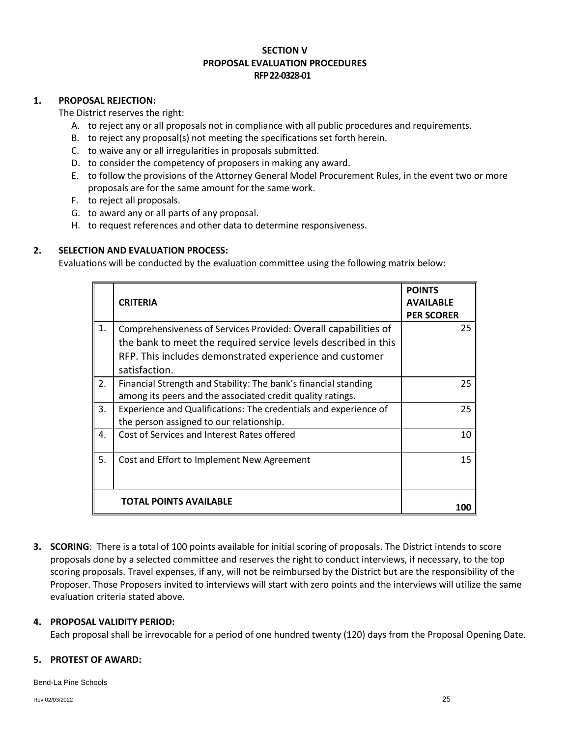# SECTION V
# PROPOSAL EVALUATION PROCEDURES
# RFP 22-0328-01

**1. PROPOSAL REJECTION:**

The District reserves the right:

A. to reject any or all proposals not in compliance with all public procedures and requirements.
B. to reject any proposal(s) not meeting the specifications set forth herein.
C. to waive any or all irregularities in proposals submitted.
D. to consider the competency of proposers in making any award.
E. to follow the provisions of the Attorney General Model Procurement Rules, in the event two or more proposals are for the same amount for the same work.
F. to reject all proposals.
G. to award any or all parts of any proposal.
H. to request references and other data to determine responsiveness.

**2. SELECTION AND EVALUATION PROCESS:**

Evaluations will be conducted by the evaluation committee using the following matrix below:

| | **CRITERIA** | **POINTS AVAILABLE PER SCORER** |
|---|---|---|
| 1. | Comprehensiveness of Services Provided: Overall capabilities of the bank to meet the required service levels described in this RFP. This includes demonstrated experience and customer satisfaction. | 25 |
| 2. | Financial Strength and Stability: The bank's financial standing among its peers and the associated credit quality ratings. | 25 |
| 3. | Experience and Qualifications: The credentials and experience of the person assigned to our relationship. | 25 |
| 4. | Cost of Services and Interest Rates offered | 10 |
| 5. | Cost and Effort to Implement New Agreement | 15 |
| | **TOTAL POINTS AVAILABLE** | **100** |

**3. SCORING**: There is a total of 100 points available for initial scoring of proposals. The District intends to score proposals done by a selected committee and reserves the right to conduct interviews, if necessary, to the top scoring proposals. Travel expenses, if any, will not be reimbursed by the District but are the responsibility of the Proposer. Those Proposers invited to interviews will start with zero points and the interviews will utilize the same evaluation criteria stated above.

**4. PROPOSAL VALIDITY PERIOD:**

Each proposal shall be irrevocable for a period of one hundred twenty (120) days from the Proposal Opening Date.

**5. PROTEST OF AWARD:**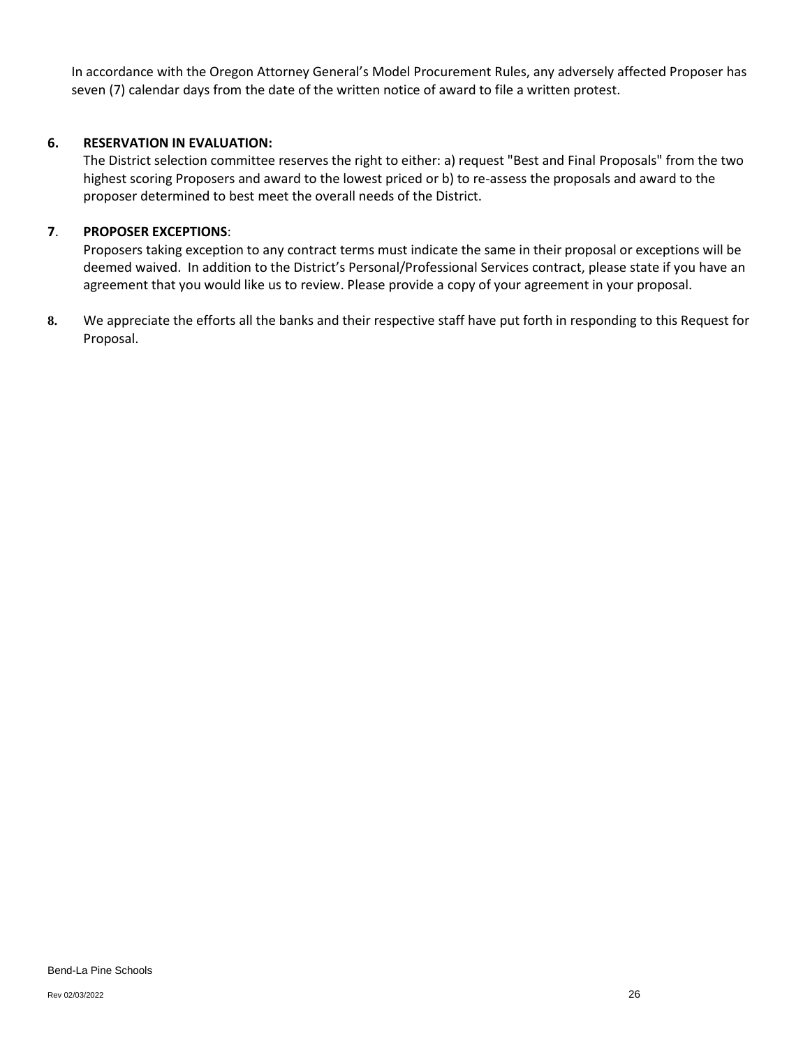In accordance with the Oregon Attorney General's Model Procurement Rules, any adversely affected Proposer has seven (7) calendar days from the date of the written notice of award to file a written protest.

**6. RESERVATION IN EVALUATION:**

The District selection committee reserves the right to either: a) request "Best and Final Proposals" from the two highest scoring Proposers and award to the lowest priced or b) to re-assess the proposals and award to the proposer determined to best meet the overall needs of the District.

**7. PROPOSER EXCEPTIONS**:

Proposers taking exception to any contract terms must indicate the same in their proposal or exceptions will be deemed waived. In addition to the District's Personal/Professional Services contract, please state if you have an agreement that you would like us to review. Please provide a copy of your agreement in your proposal.

**8.** We appreciate the efforts all the banks and their respective staff have put forth in responding to this Request for Proposal.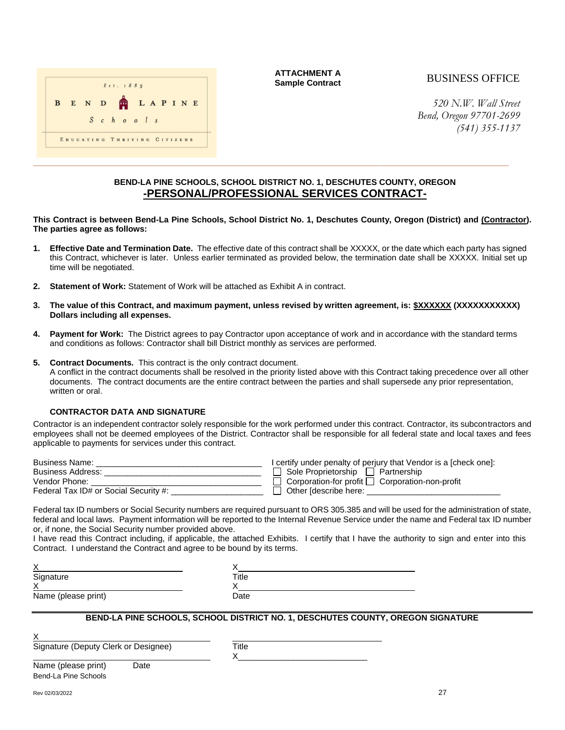Est. 1883

BEND LAPINE Schools

EDUCATING THRIVING CITIZENS

**ATTACHMENT A**
**Sample Contract**

BUSINESS OFFICE

*520 N.W. Wall Street*
*Bend, Oregon 97701-2699*
*(541) 355-1137*

## BEND-LA PINE SCHOOLS, SCHOOL DISTRICT NO. 1, DESCHUTES COUNTY, OREGON

## -PERSONAL/PROFESSIONAL SERVICES CONTRACT-

**This Contract is between Bend-La Pine Schools, School District No. 1, Deschutes County, Oregon (District) and (Contractor). The parties agree as follows:**

1. **Effective Date and Termination Date.** The effective date of this contract shall be XXXXX, or the date which each party has signed this Contract, whichever is later. Unless earlier terminated as provided below, the termination date shall be XXXXX. Initial set up time will be negotiated.

2. **Statement of Work:** Statement of Work will be attached as Exhibit A in contract.

3. **The value of this Contract, and maximum payment, unless revised by written agreement, is: $XXXXXX (XXXXXXXXXXX) Dollars including all expenses.**

4. **Payment for Work:** The District agrees to pay Contractor upon acceptance of work and in accordance with the standard terms and conditions as follows: Contractor shall bill District monthly as services are performed.

5. **Contract Documents.** This contract is the only contract document.
   A conflict in the contract documents shall be resolved in the priority listed above with this Contract taking precedence over all other documents. The contract documents are the entire contract between the parties and shall supersede any prior representation, written or oral.

### CONTRACTOR DATA AND SIGNATURE

Contractor is an independent contractor solely responsible for the work performed under this contract. Contractor, its subcontractors and employees shall not be deemed employees of the District. Contractor shall be responsible for all federal state and local taxes and fees applicable to payments for services under this contract.

Business Name: ____________________________________
Business Address: __________________________________
Vendor Phone: _____________________________________
Federal Tax ID# or Social Security #: ___________________

I certify under penalty of perjury that Vendor is a [check one]:
☐ Sole Proprietorship ☐ Partnership
☐ Corporation-for profit ☐ Corporation-non-profit
☐ Other [describe here: ____________________________

Federal tax ID numbers or Social Security numbers are required pursuant to ORS 305.385 and will be used for the administration of state, federal and local laws. Payment information will be reported to the Internal Revenue Service under the name and Federal tax ID number or, if none, the Social Security number provided above.
I have read this Contract including, if applicable, the attached Exhibits. I certify that I have the authority to sign and enter into this Contract. I understand the Contract and agree to be bound by its terms.

X______________________________ X______________________________
Signature Title
X______________________________ X______________________________
Name (please print) Date

### BEND-LA PINE SCHOOLS, SCHOOL DISTRICT NO. 1, DESCHUTES COUNTY, OREGON SIGNATURE

X______________________________ ______________________________
Signature (Deputy Clerk or Designee) Title
______________________________ X______________________________
Name (please print) Date
Bend-La Pine Schools

Rev 02/03/2022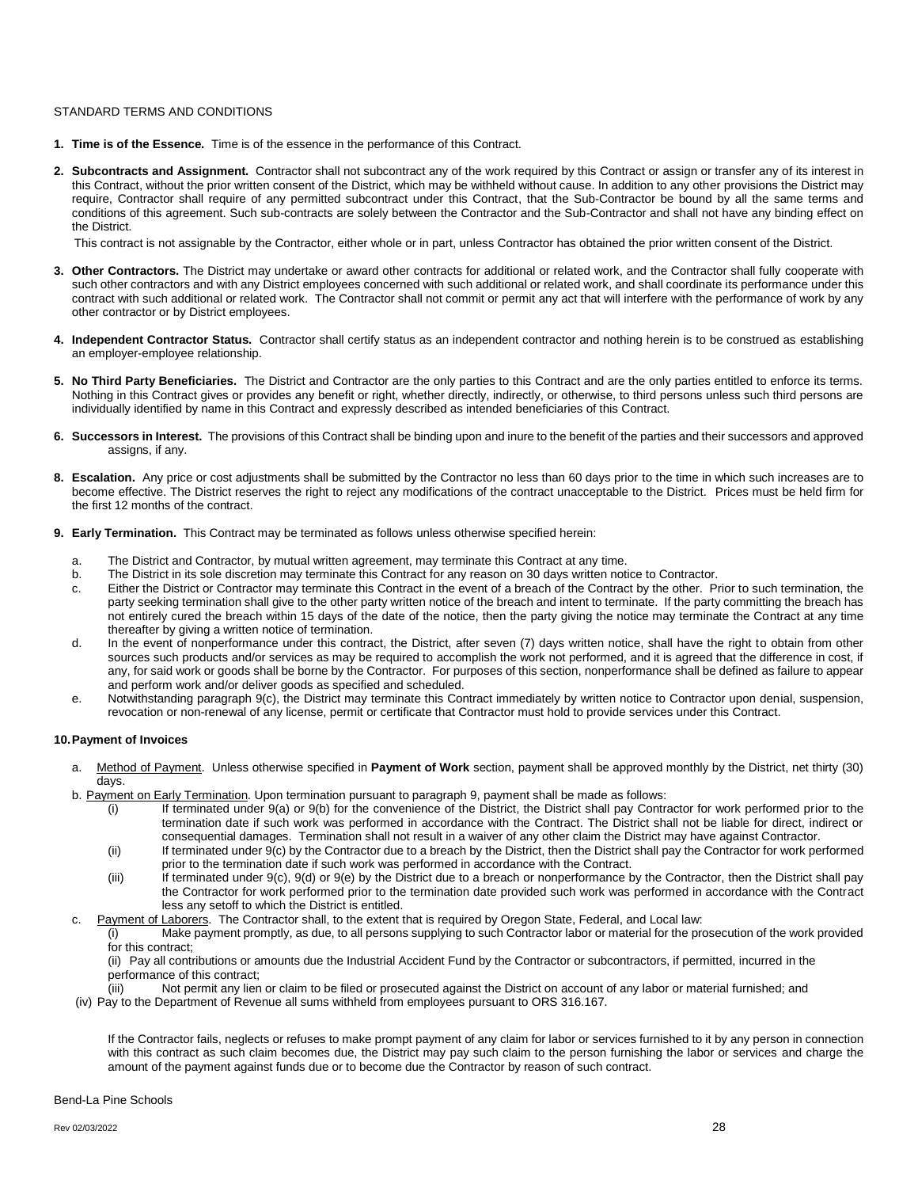STANDARD TERMS AND CONDITIONS

1. **Time is of the Essence.** Time is of the essence in the performance of this Contract.

2. **Subcontracts and Assignment.** Contractor shall not subcontract any of the work required by this Contract or assign or transfer any of its interest in this Contract, without the prior written consent of the District, which may be withheld without cause. In addition to any other provisions the District may require, Contractor shall require of any permitted subcontract under this Contract, that the Sub-Contractor be bound by all the same terms and conditions of this agreement. Such sub-contracts are solely between the Contractor and the Sub-Contractor and shall not have any binding effect on the District.

   This contract is not assignable by the Contractor, either whole or in part, unless Contractor has obtained the prior written consent of the District.

3. **Other Contractors.** The District may undertake or award other contracts for additional or related work, and the Contractor shall fully cooperate with such other contractors and with any District employees concerned with such additional or related work, and shall coordinate its performance under this contract with such additional or related work. The Contractor shall not commit or permit any act that will interfere with the performance of work by any other contractor or by District employees.

4. **Independent Contractor Status.** Contractor shall certify status as an independent contractor and nothing herein is to be construed as establishing an employer-employee relationship.

5. **No Third Party Beneficiaries.** The District and Contractor are the only parties to this Contract and are the only parties entitled to enforce its terms. Nothing in this Contract gives or provides any benefit or right, whether directly, indirectly, or otherwise, to third persons unless such third persons are individually identified by name in this Contract and expressly described as intended beneficiaries of this Contract.

6. **Successors in Interest.** The provisions of this Contract shall be binding upon and inure to the benefit of the parties and their successors and approved assigns, if any.

8. **Escalation.** Any price or cost adjustments shall be submitted by the Contractor no less than 60 days prior to the time in which such increases are to become effective. The District reserves the right to reject any modifications of the contract unacceptable to the District. Prices must be held firm for the first 12 months of the contract.

9. **Early Termination.** This Contract may be terminated as follows unless otherwise specified herein:

   a. The District and Contractor, by mutual written agreement, may terminate this Contract at any time.
   b. The District in its sole discretion may terminate this Contract for any reason on 30 days written notice to Contractor.
   c. Either the District or Contractor may terminate this Contract in the event of a breach of the Contract by the other. Prior to such termination, the party seeking termination shall give to the other party written notice of the breach and intent to terminate. If the party committing the breach has not entirely cured the breach within 15 days of the date of the notice, then the party giving the notice may terminate the Contract at any time thereafter by giving a written notice of termination.
   d. In the event of nonperformance under this contract, the District, after seven (7) days written notice, shall have the right to obtain from other sources such products and/or services as may be required to accomplish the work not performed, and it is agreed that the difference in cost, if any, for said work or goods shall be borne by the Contractor. For purposes of this section, nonperformance shall be defined as failure to appear and perform work and/or deliver goods as specified and scheduled.
   e. Notwithstanding paragraph 9(c), the District may terminate this Contract immediately by written notice to Contractor upon denial, suspension, revocation or non-renewal of any license, permit or certificate that Contractor must hold to provide services under this Contract.

**10. Payment of Invoices**

   a. Method of Payment. Unless otherwise specified in **Payment of Work** section, payment shall be approved monthly by the District, net thirty (30) days.
   b. Payment on Early Termination. Upon termination pursuant to paragraph 9, payment shall be made as follows:
      (i) If terminated under 9(a) or 9(b) for the convenience of the District, the District shall pay Contractor for work performed prior to the termination date if such work was performed in accordance with the Contract. The District shall not be liable for direct, indirect or consequential damages. Termination shall not result in a waiver of any other claim the District may have against Contractor.
      (ii) If terminated under 9(c) by the Contractor due to a breach by the District, then the District shall pay the Contractor for work performed prior to the termination date if such work was performed in accordance with the Contract.
      (iii) If terminated under 9(c), 9(d) or 9(e) by the District due to a breach or nonperformance by the Contractor, then the District shall pay the Contractor for work performed prior to the termination date provided such work was performed in accordance with the Contract less any setoff to which the District is entitled.
   c. Payment of Laborers. The Contractor shall, to the extent that is required by Oregon State, Federal, and Local law:
      (i) Make payment promptly, as due, to all persons supplying to such Contractor labor or material for the prosecution of the work provided for this contract;
      (ii) Pay all contributions or amounts due the Industrial Accident Fund by the Contractor or subcontractors, if permitted, incurred in the performance of this contract;
      (iii) Not permit any lien or claim to be filed or prosecuted against the District on account of any labor or material furnished; and
      (iv) Pay to the Department of Revenue all sums withheld from employees pursuant to ORS 316.167.

   If the Contractor fails, neglects or refuses to make prompt payment of any claim for labor or services furnished to it by any person in connection with this contract as such claim becomes due, the District may pay such claim to the person furnishing the labor or services and charge the amount of the payment against funds due or to become due the Contractor by reason of such contract.

Bend-La Pine Schools

Rev 02/03/2022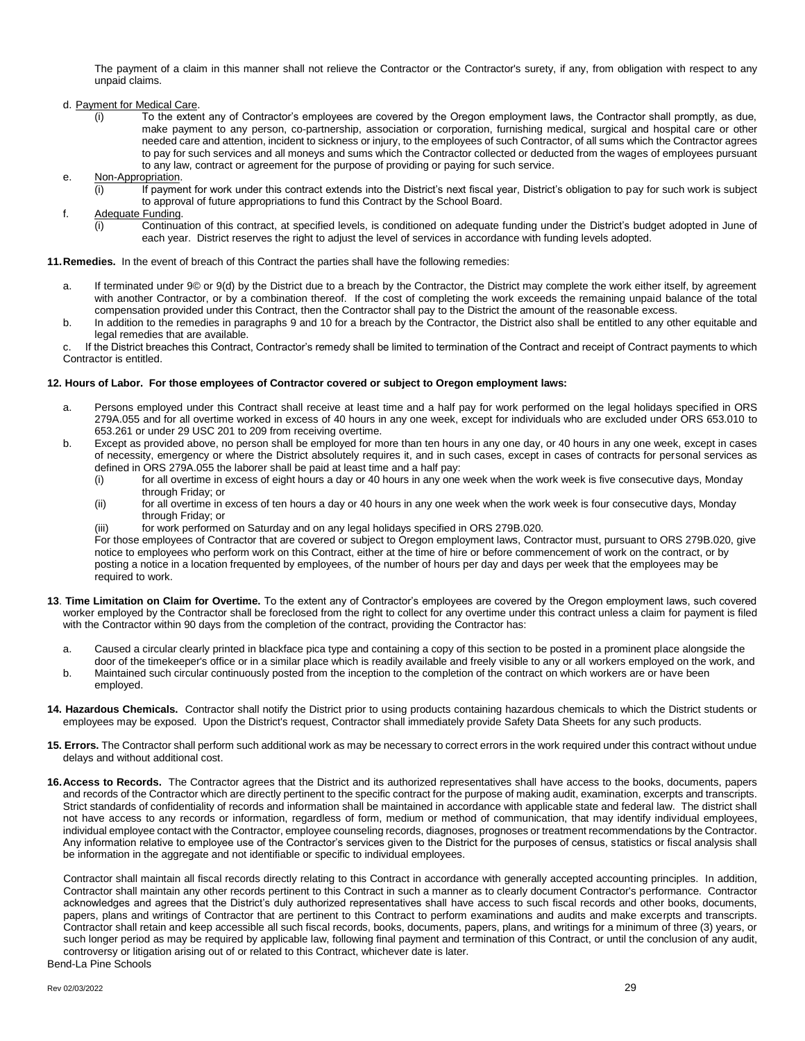The payment of a claim in this manner shall not relieve the Contractor or the Contractor's surety, if any, from obligation with respect to any unpaid claims.

d. Payment for Medical Care.

(i) To the extent any of Contractor's employees are covered by the Oregon employment laws, the Contractor shall promptly, as due, make payment to any person, co-partnership, association or corporation, furnishing medical, surgical and hospital care or other needed care and attention, incident to sickness or injury, to the employees of such Contractor, of all sums which the Contractor agrees to pay for such services and all moneys and sums which the Contractor collected or deducted from the wages of employees pursuant to any law, contract or agreement for the purpose of providing or paying for such service.

e. Non-Appropriation.

(i) If payment for work under this contract extends into the District's next fiscal year, District's obligation to pay for such work is subject to approval of future appropriations to fund this Contract by the School Board.

f. Adequate Funding.

(i) Continuation of this contract, at specified levels, is conditioned on adequate funding under the District's budget adopted in June of each year. District reserves the right to adjust the level of services in accordance with funding levels adopted.

**11. Remedies.** In the event of breach of this Contract the parties shall have the following remedies:

a. If terminated under 9© or 9(d) by the District due to a breach by the Contractor, the District may complete the work either itself, by agreement with another Contractor, or by a combination thereof. If the cost of completing the work exceeds the remaining unpaid balance of the total compensation provided under this Contract, then the Contractor shall pay to the District the amount of the reasonable excess.

b. In addition to the remedies in paragraphs 9 and 10 for a breach by the Contractor, the District also shall be entitled to any other equitable and legal remedies that are available.

c. If the District breaches this Contract, Contractor's remedy shall be limited to termination of the Contract and receipt of Contract payments to which Contractor is entitled.

**12. Hours of Labor. For those employees of Contractor covered or subject to Oregon employment laws:**

a. Persons employed under this Contract shall receive at least time and a half pay for work performed on the legal holidays specified in ORS 279A.055 and for all overtime worked in excess of 40 hours in any one week, except for individuals who are excluded under ORS 653.010 to 653.261 or under 29 USC 201 to 209 from receiving overtime.

b. Except as provided above, no person shall be employed for more than ten hours in any one day, or 40 hours in any one week, except in cases of necessity, emergency or where the District absolutely requires it, and in such cases, except in cases of contracts for personal services as defined in ORS 279A.055 the laborer shall be paid at least time and a half pay:

(i) for all overtime in excess of eight hours a day or 40 hours in any one week when the work week is five consecutive days, Monday through Friday; or

(ii) for all overtime in excess of ten hours a day or 40 hours in any one week when the work week is four consecutive days, Monday through Friday; or

(iii) for work performed on Saturday and on any legal holidays specified in ORS 279B.020.

For those employees of Contractor that are covered or subject to Oregon employment laws, Contractor must, pursuant to ORS 279B.020, give notice to employees who perform work on this Contract, either at the time of hire or before commencement of work on the contract, or by posting a notice in a location frequented by employees, of the number of hours per day and days per week that the employees may be required to work.

**13. Time Limitation on Claim for Overtime.** To the extent any of Contractor's employees are covered by the Oregon employment laws, such covered worker employed by the Contractor shall be foreclosed from the right to collect for any overtime under this contract unless a claim for payment is filed with the Contractor within 90 days from the completion of the contract, providing the Contractor has:

a. Caused a circular clearly printed in blackface pica type and containing a copy of this section to be posted in a prominent place alongside the door of the timekeeper's office or in a similar place which is readily available and freely visible to any or all workers employed on the work, and

b. Maintained such circular continuously posted from the inception to the completion of the contract on which workers are or have been employed.

**14. Hazardous Chemicals.** Contractor shall notify the District prior to using products containing hazardous chemicals to which the District students or employees may be exposed. Upon the District's request, Contractor shall immediately provide Safety Data Sheets for any such products.

**15. Errors.** The Contractor shall perform such additional work as may be necessary to correct errors in the work required under this contract without undue delays and without additional cost.

**16. Access to Records.** The Contractor agrees that the District and its authorized representatives shall have access to the books, documents, papers and records of the Contractor which are directly pertinent to the specific contract for the purpose of making audit, examination, excerpts and transcripts. Strict standards of confidentiality of records and information shall be maintained in accordance with applicable state and federal law. The district shall not have access to any records or information, regardless of form, medium or method of communication, that may identify individual employees, individual employee contact with the Contractor, employee counseling records, diagnoses, prognoses or treatment recommendations by the Contractor. Any information relative to employee use of the Contractor's services given to the District for the purposes of census, statistics or fiscal analysis shall be information in the aggregate and not identifiable or specific to individual employees.

Contractor shall maintain all fiscal records directly relating to this Contract in accordance with generally accepted accounting principles. In addition, Contractor shall maintain any other records pertinent to this Contract in such a manner as to clearly document Contractor's performance. Contractor acknowledges and agrees that the District's duly authorized representatives shall have access to such fiscal records and other books, documents, papers, plans and writings of Contractor that are pertinent to this Contract to perform examinations and audits and make excerpts and transcripts. Contractor shall retain and keep accessible all such fiscal records, books, documents, papers, plans, and writings for a minimum of three (3) years, or such longer period as may be required by applicable law, following final payment and termination of this Contract, or until the conclusion of any audit, controversy or litigation arising out of or related to this Contract, whichever date is later.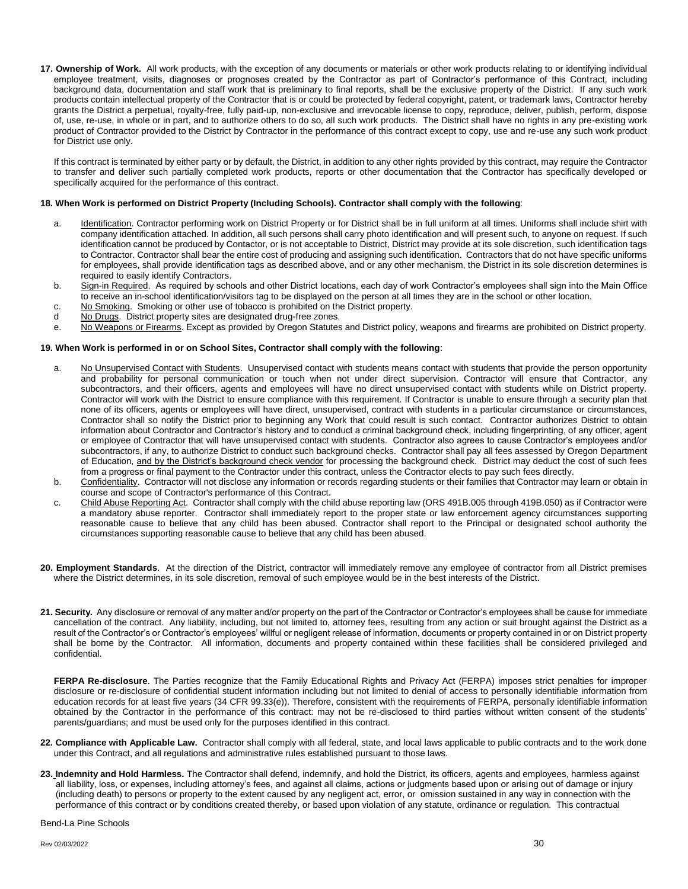**17. Ownership of Work.** All work products, with the exception of any documents or materials or other work products relating to or identifying individual employee treatment, visits, diagnoses or prognoses created by the Contractor as part of Contractor's performance of this Contract, including background data, documentation and staff work that is preliminary to final reports, shall be the exclusive property of the District. If any such work products contain intellectual property of the Contractor that is or could be protected by federal copyright, patent, or trademark laws, Contractor hereby grants the District a perpetual, royalty-free, fully paid-up, non-exclusive and irrevocable license to copy, reproduce, deliver, publish, perform, dispose of, use, re-use, in whole or in part, and to authorize others to do so, all such work products. The District shall have no rights in any pre-existing work product of Contractor provided to the District by Contractor in the performance of this contract except to copy, use and re-use any such work product for District use only.

If this contract is terminated by either party or by default, the District, in addition to any other rights provided by this contract, may require the Contractor to transfer and deliver such partially completed work products, reports or other documentation that the Contractor has specifically developed or specifically acquired for the performance of this contract.

**18. When Work is performed on District Property (Including Schools). Contractor shall comply with the following**:

a. Identification. Contractor performing work on District Property or for District shall be in full uniform at all times. Uniforms shall include shirt with company identification attached. In addition, all such persons shall carry photo identification and will present such, to anyone on request. If such identification cannot be produced by Contactor, or is not acceptable to District, District may provide at its sole discretion, such identification tags to Contractor. Contractor shall bear the entire cost of producing and assigning such identification. Contractors that do not have specific uniforms for employees, shall provide identification tags as described above, and or any other mechanism, the District in its sole discretion determines is required to easily identify Contractors.

b. Sign-in Required. As required by schools and other District locations, each day of work Contractor's employees shall sign into the Main Office to receive an in-school identification/visitors tag to be displayed on the person at all times they are in the school or other location.

c. No Smoking. Smoking or other use of tobacco is prohibited on the District property.

d No Drugs. District property sites are designated drug-free zones.

e. No Weapons or Firearms. Except as provided by Oregon Statutes and District policy, weapons and firearms are prohibited on District property.

**19. When Work is performed in or on School Sites, Contractor shall comply with the following**:

a. No Unsupervised Contact with Students. Unsupervised contact with students means contact with students that provide the person opportunity and probability for personal communication or touch when not under direct supervision. Contractor will ensure that Contractor, any subcontractors, and their officers, agents and employees will have no direct unsupervised contact with students while on District property. Contractor will work with the District to ensure compliance with this requirement. If Contractor is unable to ensure through a security plan that none of its officers, agents or employees will have direct, unsupervised, contract with students in a particular circumstance or circumstances, Contractor shall so notify the District prior to beginning any Work that could result is such contact. Contractor authorizes District to obtain information about Contractor and Contractor's history and to conduct a criminal background check, including fingerprinting, of any officer, agent or employee of Contractor that will have unsupervised contact with students. Contractor also agrees to cause Contractor's employees and/or subcontractors, if any, to authorize District to conduct such background checks. Contractor shall pay all fees assessed by Oregon Department of Education, and by the District's background check vendor for processing the background check. District may deduct the cost of such fees from a progress or final payment to the Contractor under this contract, unless the Contractor elects to pay such fees directly.

b. Confidentiality. Contractor will not disclose any information or records regarding students or their families that Contractor may learn or obtain in course and scope of Contractor's performance of this Contract.

c. Child Abuse Reporting Act. Contractor shall comply with the child abuse reporting law (ORS 491B.005 through 419B.050) as if Contractor were a mandatory abuse reporter. Contractor shall immediately report to the proper state or law enforcement agency circumstances supporting reasonable cause to believe that any child has been abused. Contractor shall report to the Principal or designated school authority the circumstances supporting reasonable cause to believe that any child has been abused.

**20. Employment Standards**. At the direction of the District, contractor will immediately remove any employee of contractor from all District premises where the District determines, in its sole discretion, removal of such employee would be in the best interests of the District.

**21. Security.** Any disclosure or removal of any matter and/or property on the part of the Contractor or Contractor's employees shall be cause for immediate cancellation of the contract. Any liability, including, but not limited to, attorney fees, resulting from any action or suit brought against the District as a result of the Contractor's or Contractor's employees' willful or negligent release of information, documents or property contained in or on District property shall be borne by the Contractor. All information, documents and property contained within these facilities shall be considered privileged and confidential.

**FERPA Re-disclosure**. The Parties recognize that the Family Educational Rights and Privacy Act (FERPA) imposes strict penalties for improper disclosure or re-disclosure of confidential student information including but not limited to denial of access to personally identifiable information from education records for at least five years (34 CFR 99.33(e)). Therefore, consistent with the requirements of FERPA, personally identifiable information obtained by the Contractor in the performance of this contract: may not be re-disclosed to third parties without written consent of the students' parents/guardians; and must be used only for the purposes identified in this contract.

**22. Compliance with Applicable Law.** Contractor shall comply with all federal, state, and local laws applicable to public contracts and to the work done under this Contract, and all regulations and administrative rules established pursuant to those laws.

**23. Indemnity and Hold Harmless.** The Contractor shall defend, indemnify, and hold the District, its officers, agents and employees, harmless against all liability, loss, or expenses, including attorney's fees, and against all claims, actions or judgments based upon or arising out of damage or injury (including death) to persons or property to the extent caused by any negligent act, error, or omission sustained in any way in connection with the performance of this contract or by conditions created thereby, or based upon violation of any statute, ordinance or regulation. This contractual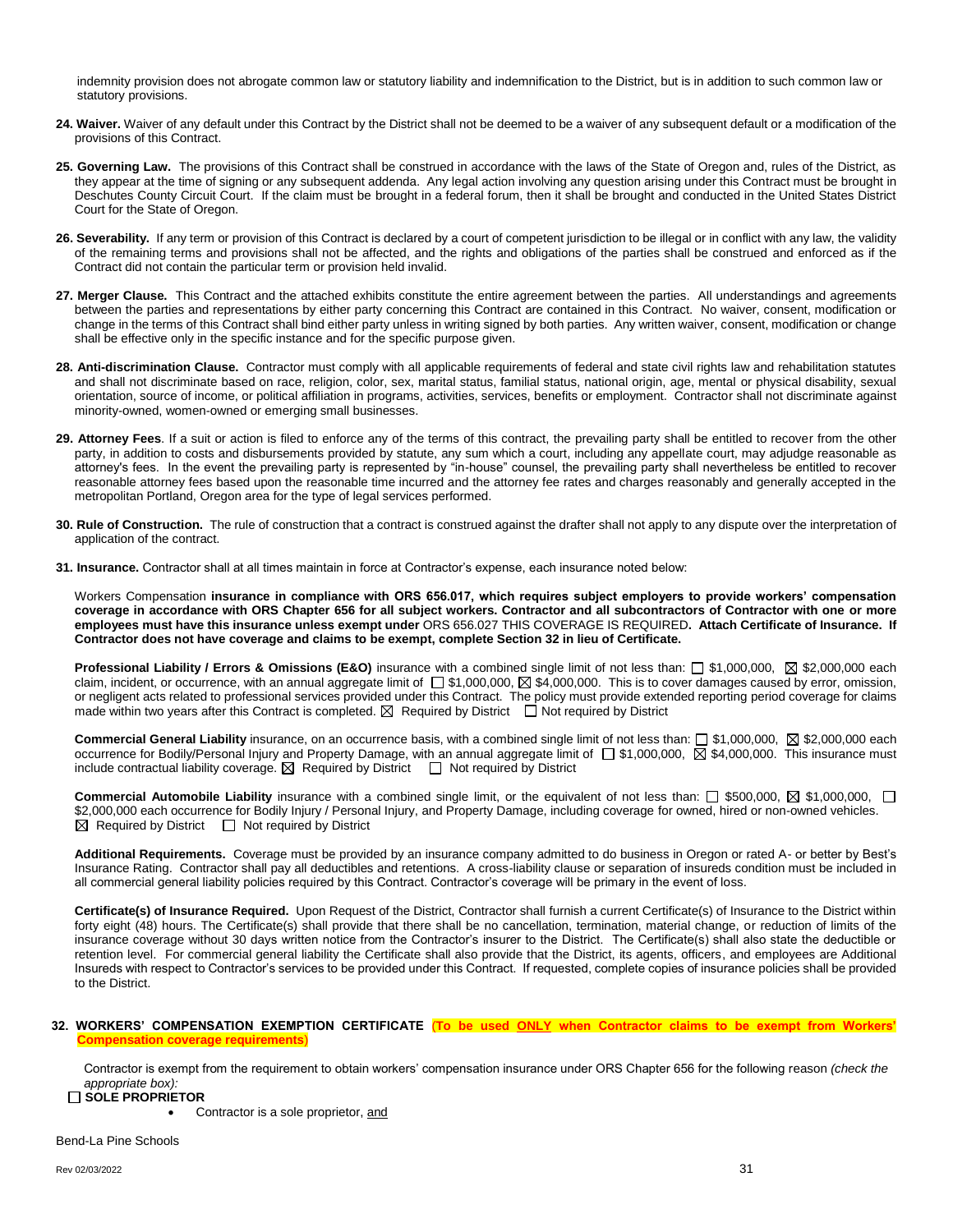indemnity provision does not abrogate common law or statutory liability and indemnification to the District, but is in addition to such common law or statutory provisions.

**24. Waiver.** Waiver of any default under this Contract by the District shall not be deemed to be a waiver of any subsequent default or a modification of the provisions of this Contract.

**25. Governing Law.** The provisions of this Contract shall be construed in accordance with the laws of the State of Oregon and, rules of the District, as they appear at the time of signing or any subsequent addenda. Any legal action involving any question arising under this Contract must be brought in Deschutes County Circuit Court. If the claim must be brought in a federal forum, then it shall be brought and conducted in the United States District Court for the State of Oregon.

**26. Severability.** If any term or provision of this Contract is declared by a court of competent jurisdiction to be illegal or in conflict with any law, the validity of the remaining terms and provisions shall not be affected, and the rights and obligations of the parties shall be construed and enforced as if the Contract did not contain the particular term or provision held invalid.

**27. Merger Clause.** This Contract and the attached exhibits constitute the entire agreement between the parties. All understandings and agreements between the parties and representations by either party concerning this Contract are contained in this Contract. No waiver, consent, modification or change in the terms of this Contract shall bind either party unless in writing signed by both parties. Any written waiver, consent, modification or change shall be effective only in the specific instance and for the specific purpose given.

**28. Anti-discrimination Clause.** Contractor must comply with all applicable requirements of federal and state civil rights law and rehabilitation statutes and shall not discriminate based on race, religion, color, sex, marital status, familial status, national origin, age, mental or physical disability, sexual orientation, source of income, or political affiliation in programs, activities, services, benefits or employment. Contractor shall not discriminate against minority-owned, women-owned or emerging small businesses.

**29. Attorney Fees**. If a suit or action is filed to enforce any of the terms of this contract, the prevailing party shall be entitled to recover from the other party, in addition to costs and disbursements provided by statute, any sum which a court, including any appellate court, may adjudge reasonable as attorney's fees. In the event the prevailing party is represented by "in-house" counsel, the prevailing party shall nevertheless be entitled to recover reasonable attorney fees based upon the reasonable time incurred and the attorney fee rates and charges reasonably and generally accepted in the metropolitan Portland, Oregon area for the type of legal services performed.

**30. Rule of Construction.** The rule of construction that a contract is construed against the drafter shall not apply to any dispute over the interpretation of application of the contract.

**31. Insurance.** Contractor shall at all times maintain in force at Contractor's expense, each insurance noted below:

Workers Compensation **insurance in compliance with ORS 656.017, which requires subject employers to provide workers' compensation coverage in accordance with ORS Chapter 656 for all subject workers. Contractor and all subcontractors of Contractor with one or more employees must have this insurance unless exempt under** ORS 656.027 THIS COVERAGE IS REQUIRED**. Attach Certificate of Insurance. If Contractor does not have coverage and claims to be exempt, complete Section 32 in lieu of Certificate.**

**Professional Liability / Errors & Omissions (E&O)** insurance with a combined single limit of not less than: ☐ $1,000,000, ☒ $2,000,000 each claim, incident, or occurrence, with an annual aggregate limit of ☐ $1,000,000, ☒ $4,000,000. This is to cover damages caused by error, omission, or negligent acts related to professional services provided under this Contract. The policy must provide extended reporting period coverage for claims made within two years after this Contract is completed. ☒ Required by District ☐ Not required by District

**Commercial General Liability** insurance, on an occurrence basis, with a combined single limit of not less than: ☐ $1,000,000, ☒ $2,000,000 each occurrence for Bodily/Personal Injury and Property Damage, with an annual aggregate limit of ☐ $1,000,000, ☒ $4,000,000. This insurance must include contractual liability coverage. ☒ Required by District ☐ Not required by District

**Commercial Automobile Liability** insurance with a combined single limit, or the equivalent of not less than: ☐ $500,000, ☒ $1,000,000, ☐ $2,000,000 each occurrence for Bodily Injury / Personal Injury, and Property Damage, including coverage for owned, hired or non-owned vehicles. ☒ Required by District ☐ Not required by District

**Additional Requirements.** Coverage must be provided by an insurance company admitted to do business in Oregon or rated A- or better by Best's Insurance Rating. Contractor shall pay all deductibles and retentions. A cross-liability clause or separation of insureds condition must be included in all commercial general liability policies required by this Contract. Contractor's coverage will be primary in the event of loss.

**Certificate(s) of Insurance Required.** Upon Request of the District, Contractor shall furnish a current Certificate(s) of Insurance to the District within forty eight (48) hours. The Certificate(s) shall provide that there shall be no cancellation, termination, material change, or reduction of limits of the insurance coverage without 30 days written notice from the Contractor's insurer to the District. The Certificate(s) shall also state the deductible or retention level. For commercial general liability the Certificate shall also provide that the District, its agents, officers, and employees are Additional Insureds with respect to Contractor's services to be provided under this Contract. If requested, complete copies of insurance policies shall be provided to the District.

**32. WORKERS' COMPENSATION EXEMPTION CERTIFICATE (To be used ONLY when Contractor claims to be exempt from Workers' Compensation coverage requirements)**

Contractor is exempt from the requirement to obtain workers' compensation insurance under ORS Chapter 656 for the following reason *(check the appropriate box):*

☐ **SOLE PROPRIETOR**

- Contractor is a sole proprietor, and

Bend-La Pine Schools

Rev 02/03/2022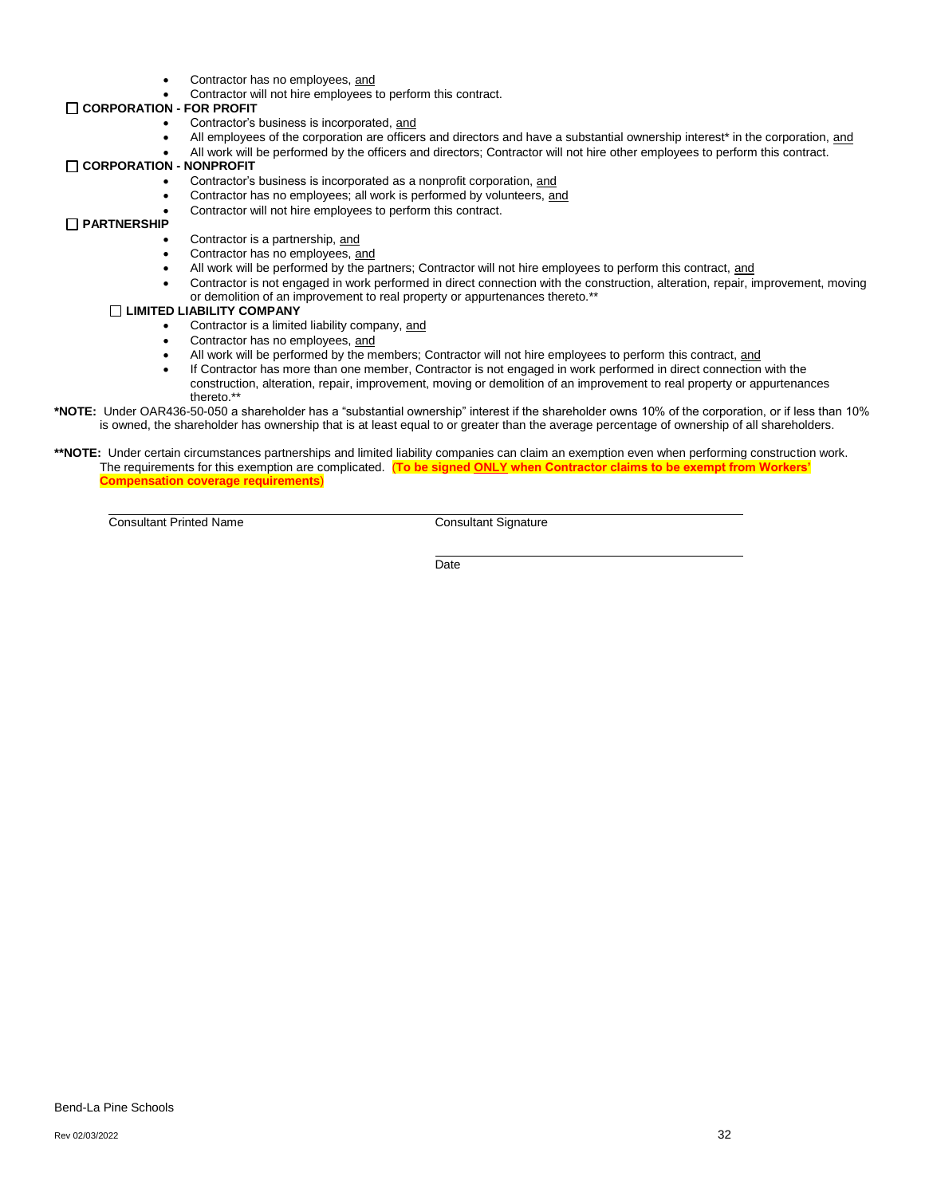- Contractor has no employees, and
- Contractor will not hire employees to perform this contract.

☐ **CORPORATION - FOR PROFIT**

- Contractor's business is incorporated, and
- All employees of the corporation are officers and directors and have a substantial ownership interest* in the corporation, and
- All work will be performed by the officers and directors; Contractor will not hire other employees to perform this contract.

☐ **CORPORATION - NONPROFIT**

- Contractor's business is incorporated as a nonprofit corporation, and
- Contractor has no employees; all work is performed by volunteers, and
- Contractor will not hire employees to perform this contract.

☐ **PARTNERSHIP**

- Contractor is a partnership, and
- Contractor has no employees, and
- All work will be performed by the partners; Contractor will not hire employees to perform this contract, and
- Contractor is not engaged in work performed in direct connection with the construction, alteration, repair, improvement, moving or demolition of an improvement to real property or appurtenances thereto.**

☐ **LIMITED LIABILITY COMPANY**

- Contractor is a limited liability company, and
- Contractor has no employees, and
- All work will be performed by the members; Contractor will not hire employees to perform this contract, and
- If Contractor has more than one member, Contractor is not engaged in work performed in direct connection with the construction, alteration, repair, improvement, moving or demolition of an improvement to real property or appurtenances thereto.**

**\*NOTE:** Under OAR436-50-050 a shareholder has a "substantial ownership" interest if the shareholder owns 10% of the corporation, or if less than 10% is owned, the shareholder has ownership that is at least equal to or greater than the average percentage of ownership of all shareholders.

**\*\*NOTE:** Under certain circumstances partnerships and limited liability companies can claim an exemption even when performing construction work. The requirements for this exemption are complicated. **(To be signed ONLY when Contractor claims to be exempt from Workers' Compensation coverage requirements)**

| | |
|---|---|
| \_\_\_\_\_\_\_\_\_\_\_\_\_\_\_\_\_\_\_\_\_\_\_\_\_\_\_\_\_\_ | \_\_\_\_\_\_\_\_\_\_\_\_\_\_\_\_\_\_\_\_\_\_\_\_\_\_\_\_\_\_ |
| Consultant Printed Name | Consultant Signature |
| | \_\_\_\_\_\_\_\_\_\_\_\_\_\_\_\_\_\_\_\_\_\_\_\_\_\_\_\_\_\_ |
| | Date |

Bend-La Pine Schools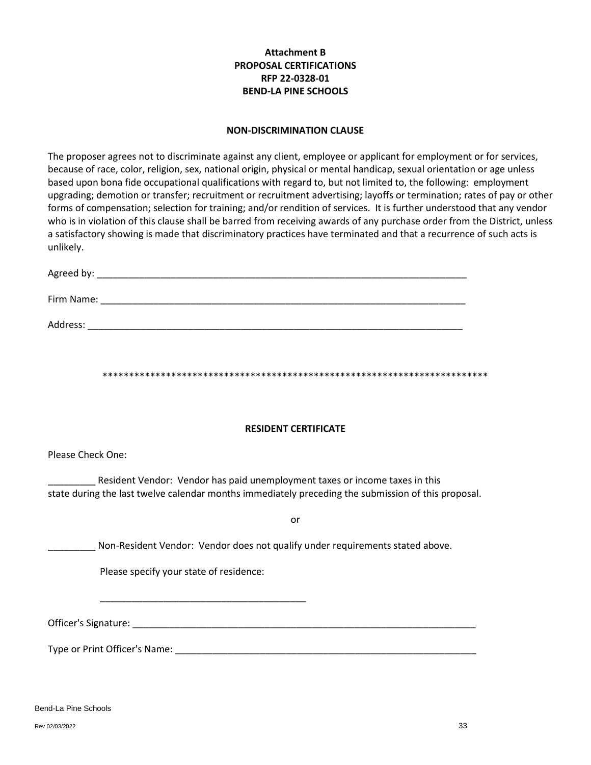**Attachment B**
**PROPOSAL CERTIFICATIONS**
**RFP 22-0328-01**
**BEND-LA PINE SCHOOLS**

**NON-DISCRIMINATION CLAUSE**

The proposer agrees not to discriminate against any client, employee or applicant for employment or for services, because of race, color, religion, sex, national origin, physical or mental handicap, sexual orientation or age unless based upon bona fide occupational qualifications with regard to, but not limited to, the following: employment upgrading; demotion or transfer; recruitment or recruitment advertising; layoffs or termination; rates of pay or other forms of compensation; selection for training; and/or rendition of services. It is further understood that any vendor who is in violation of this clause shall be barred from receiving awards of any purchase order from the District, unless a satisfactory showing is made that discriminatory practices have terminated and that a recurrence of such acts is unlikely.

Agreed by: ___________________________________________________________________________

Firm Name: __________________________________________________________________________

Address: _____________________________________________________________________________

***************************************************************************

**RESIDENT CERTIFICATE**

Please Check One:

_________ Resident Vendor: Vendor has paid unemployment taxes or income taxes in this state during the last twelve calendar months immediately preceding the submission of this proposal.

or

_________ Non-Resident Vendor: Vendor does not qualify under requirements stated above.

Please specify your state of residence:

________________________________________

Officer's Signature: ______________________________________________________________________

Type or Print Officer's Name: _____________________________________________________________

Bend-La Pine Schools

Rev 02/03/2022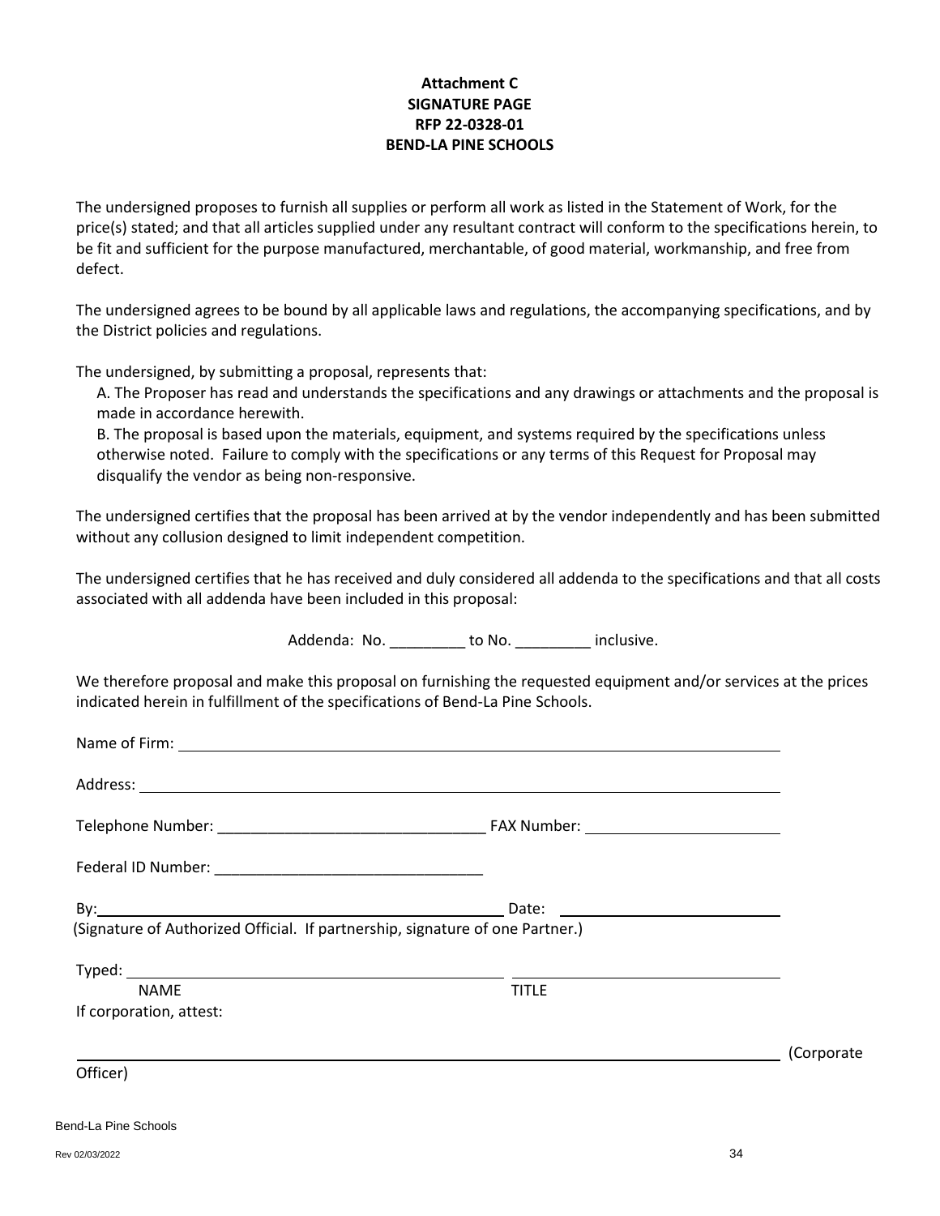**Attachment C**
**SIGNATURE PAGE**
**RFP 22-0328-01**
**BEND-LA PINE SCHOOLS**

The undersigned proposes to furnish all supplies or perform all work as listed in the Statement of Work, for the price(s) stated; and that all articles supplied under any resultant contract will conform to the specifications herein, to be fit and sufficient for the purpose manufactured, merchantable, of good material, workmanship, and free from defect.

The undersigned agrees to be bound by all applicable laws and regulations, the accompanying specifications, and by the District policies and regulations.

The undersigned, by submitting a proposal, represents that:

A. The Proposer has read and understands the specifications and any drawings or attachments and the proposal is made in accordance herewith.

B. The proposal is based upon the materials, equipment, and systems required by the specifications unless otherwise noted. Failure to comply with the specifications or any terms of this Request for Proposal may disqualify the vendor as being non-responsive.

The undersigned certifies that the proposal has been arrived at by the vendor independently and has been submitted without any collusion designed to limit independent competition.

The undersigned certifies that he has received and duly considered all addenda to the specifications and that all costs associated with all addenda have been included in this proposal:

Addenda: No. _________ to No. _________ inclusive.

We therefore proposal and make this proposal on furnishing the requested equipment and/or services at the prices indicated herein in fulfillment of the specifications of Bend-La Pine Schools.

Name of Firm: ____________________________________________

Address: ____________________________________________

Telephone Number: ________________________________ FAX Number: ________________________

Federal ID Number: ________________________________

By: ________________________________________________ Date: ____________________________

(Signature of Authorized Official. If partnership, signature of one Partner.)

Typed: ________________________________________________ ________________________________

NAME TITLE

If corporation, attest:

____________________________________________________________________________ (Corporate Officer)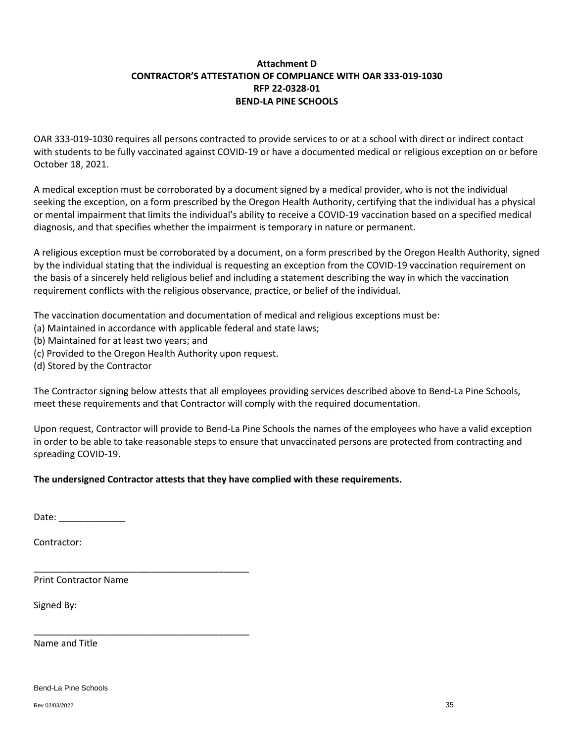**Attachment D**
**CONTRACTOR'S ATTESTATION OF COMPLIANCE WITH OAR 333-019-1030**
**RFP 22-0328-01**
**BEND-LA PINE SCHOOLS**

OAR 333-019-1030 requires all persons contracted to provide services to or at a school with direct or indirect contact with students to be fully vaccinated against COVID-19 or have a documented medical or religious exception on or before October 18, 2021.

A medical exception must be corroborated by a document signed by a medical provider, who is not the individual seeking the exception, on a form prescribed by the Oregon Health Authority, certifying that the individual has a physical or mental impairment that limits the individual's ability to receive a COVID-19 vaccination based on a specified medical diagnosis, and that specifies whether the impairment is temporary in nature or permanent.

A religious exception must be corroborated by a document, on a form prescribed by the Oregon Health Authority, signed by the individual stating that the individual is requesting an exception from the COVID-19 vaccination requirement on the basis of a sincerely held religious belief and including a statement describing the way in which the vaccination requirement conflicts with the religious observance, practice, or belief of the individual.

The vaccination documentation and documentation of medical and religious exceptions must be:
(a) Maintained in accordance with applicable federal and state laws;
(b) Maintained for at least two years; and
(c) Provided to the Oregon Health Authority upon request.
(d) Stored by the Contractor

The Contractor signing below attests that all employees providing services described above to Bend-La Pine Schools, meet these requirements and that Contractor will comply with the required documentation.

Upon request, Contractor will provide to Bend-La Pine Schools the names of the employees who have a valid exception in order to be able to take reasonable steps to ensure that unvaccinated persons are protected from contracting and spreading COVID-19.

**The undersigned Contractor attests that they have complied with these requirements.**

Date: _____________

Contractor:

___________________________________________
Print Contractor Name

Signed By:

___________________________________________
Name and Title